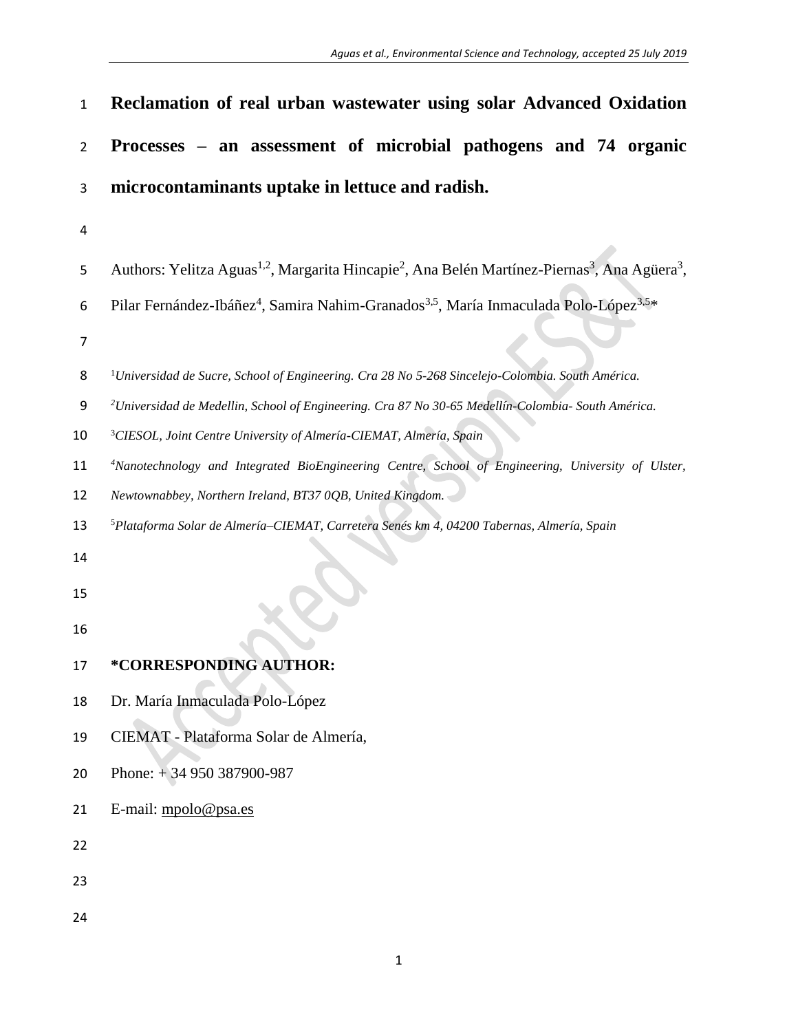# Reclamation of real urban wastewater using solar Advanced Oxidation Processes – an assessment of microbial pathogens and 74 organic microcontaminants uptake in lettuce and radish.

Authors: Yelitza Aguas[1,2], Margarita Hincapie[2], Ana Belén Martínez-Piernas[3], Ana Agüera[3], Pilar Fernández-Ibáñez[4], Samira Nahim-Granados[3,5], María Inmaculada Polo-López[3,5]*

[1]*Universidad de Sucre, School of Engineering. Cra 28 No 5-268 Sincelejo-Colombia. South América.*

[2]*Universidad de Medellin, School of Engineering. Cra 87 No 30-65 Medellín-Colombia- South América.*

[3]*CIESOL, Joint Centre University of Almería-CIEMAT, Almería, Spain*

[4]*Nanotechnology and Integrated BioEngineering Centre, School of Engineering, University of Ulster, Newtownabbey, Northern Ireland, BT37 0QB, United Kingdom.*

[5]*Plataforma Solar de Almería–CIEMAT, Carretera Senés km 4, 04200 Tabernas, Almería, Spain*

**\*CORRESPONDING AUTHOR:**

Dr. María Inmaculada Polo-López

CIEMAT - Plataforma Solar de Almería,

Phone: + 34 950 387900-987

E-mail: mpolo@psa.es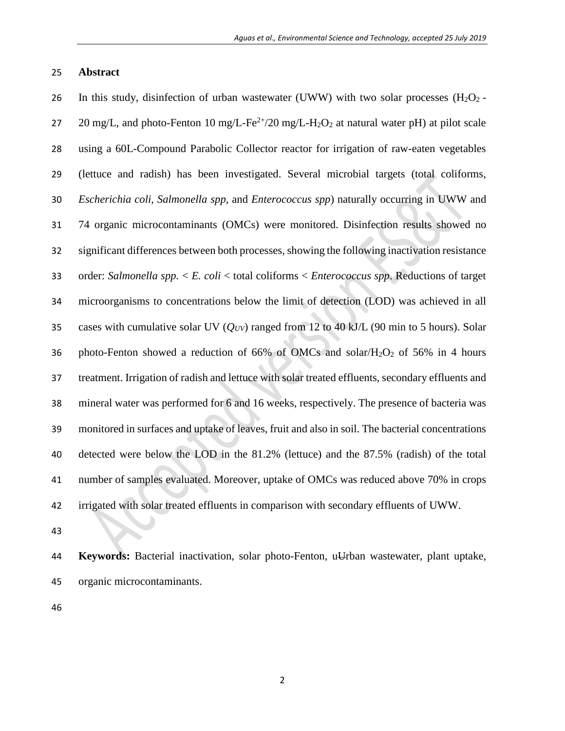## Abstract

In this study, disinfection of urban wastewater (UWW) with two solar processes ($H_2O_2$ - 20 mg/L, and photo-Fenton 10 mg/L-$Fe^{2+}$/20 mg/L-$H_2O_2$ at natural water pH) at pilot scale using a 60L-Compound Parabolic Collector reactor for irrigation of raw-eaten vegetables (lettuce and radish) has been investigated. Several microbial targets (total coliforms, *Escherichia coli, Salmonella spp*, and *Enterococcus spp*) naturally occurring in UWW and 74 organic microcontaminants (OMCs) were monitored. Disinfection results showed no significant differences between both processes, showing the following inactivation resistance order: *Salmonella spp.* < *E. coli* < total coliforms < *Enterococcus spp*. Reductions of target microorganisms to concentrations below the limit of detection (LOD) was achieved in all cases with cumulative solar UV ($Q_{UV}$) ranged from 12 to 40 kJ/L (90 min to 5 hours). Solar photo-Fenton showed a reduction of 66% of OMCs and solar/$H_2O_2$ of 56% in 4 hours treatment. Irrigation of radish and lettuce with solar treated effluents, secondary effluents and mineral water was performed for 6 and 16 weeks, respectively. The presence of bacteria was monitored in surfaces and uptake of leaves, fruit and also in soil. The bacterial concentrations detected were below the LOD in the 81.2% (lettuce) and the 87.5% (radish) of the total number of samples evaluated. Moreover, uptake of OMCs was reduced above 70% in crops irrigated with solar treated effluents in comparison with secondary effluents of UWW.

**Keywords:** Bacterial inactivation, solar photo-Fenton, uUrban wastewater, plant uptake, organic microcontaminants.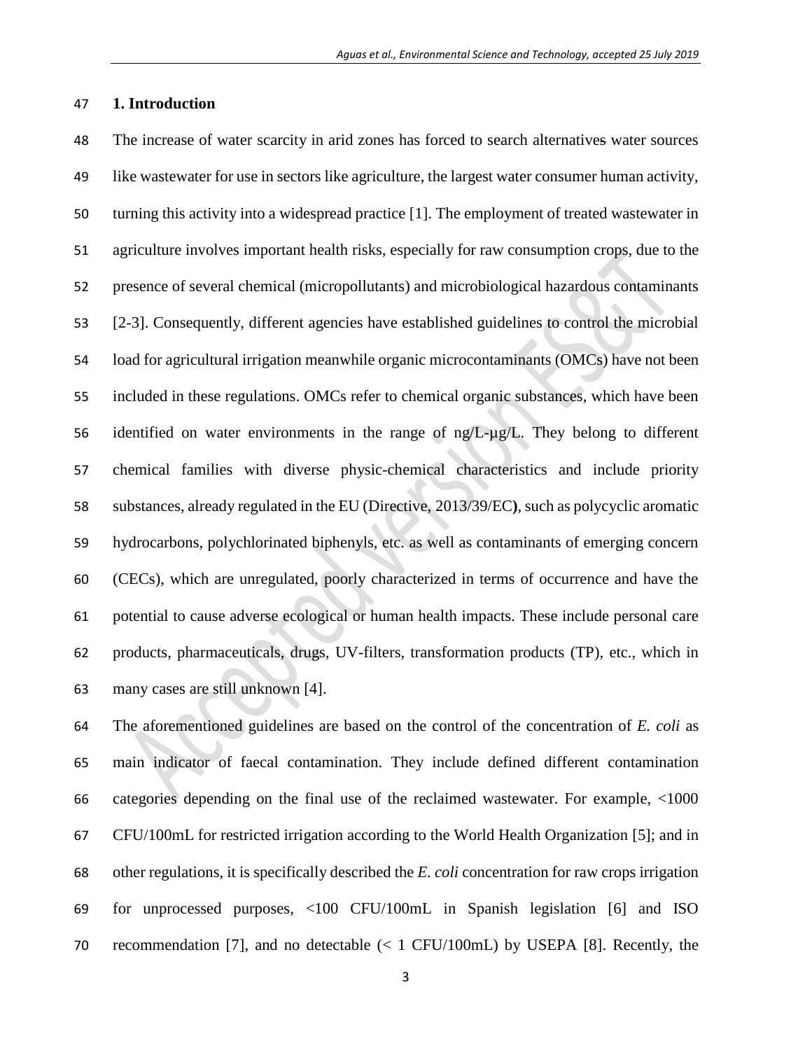## 1. Introduction

The increase of water scarcity in arid zones has forced to search alternatives water sources like wastewater for use in sectors like agriculture, the largest water consumer human activity, turning this activity into a widespread practice [1]. The employment of treated wastewater in agriculture involves important health risks, especially for raw consumption crops, due to the presence of several chemical (micropollutants) and microbiological hazardous contaminants [2-3]. Consequently, different agencies have established guidelines to control the microbial load for agricultural irrigation meanwhile organic microcontaminants (OMCs) have not been included in these regulations. OMCs refer to chemical organic substances, which have been identified on water environments in the range of ng/L-µg/L. They belong to different chemical families with diverse physic-chemical characteristics and include priority substances, already regulated in the EU (Directive, 2013/39/EC**)**, such as polycyclic aromatic hydrocarbons, polychlorinated biphenyls, etc. as well as contaminants of emerging concern (CECs), which are unregulated, poorly characterized in terms of occurrence and have the potential to cause adverse ecological or human health impacts. These include personal care products, pharmaceuticals, drugs, UV-filters, transformation products (TP), etc., which in many cases are still unknown [4].

The aforementioned guidelines are based on the control of the concentration of *E. coli* as main indicator of faecal contamination. They include defined different contamination categories depending on the final use of the reclaimed wastewater. For example, <1000 CFU/100mL for restricted irrigation according to the World Health Organization [5]; and in other regulations, it is specifically described the *E. coli* concentration for raw crops irrigation for unprocessed purposes, <100 CFU/100mL in Spanish legislation [6] and ISO recommendation [7], and no detectable (< 1 CFU/100mL) by USEPA [8]. Recently, the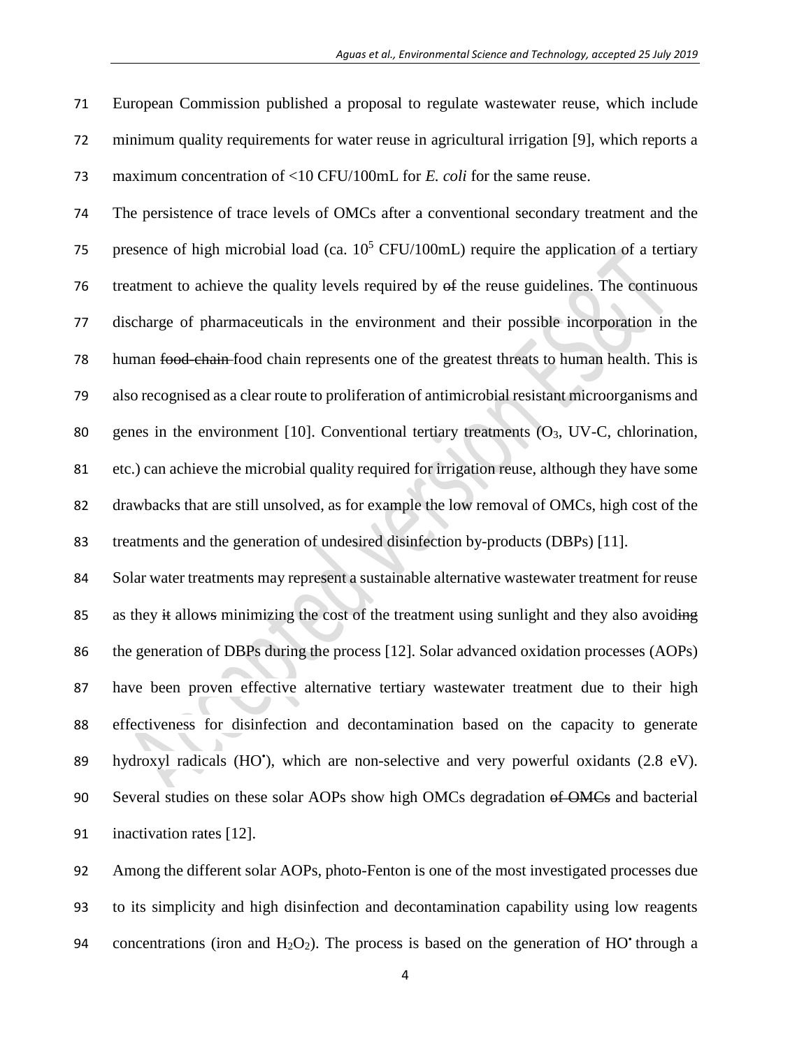European Commission published a proposal to regulate wastewater reuse, which include minimum quality requirements for water reuse in agricultural irrigation [9], which reports a maximum concentration of <10 CFU/100mL for *E. coli* for the same reuse.

The persistence of trace levels of OMCs after a conventional secondary treatment and the presence of high microbial load (ca. $10^5$ CFU/100mL) require the application of a tertiary treatment to achieve the quality levels required by ~~of~~ the reuse guidelines. The continuous discharge of pharmaceuticals in the environment and their possible incorporation in the human ~~food-chain~~ food chain represents one of the greatest threats to human health. This is also recognised as a clear route to proliferation of antimicrobial resistant microorganisms and genes in the environment [10]. Conventional tertiary treatments ($O_3$, UV-C, chlorination, etc.) can achieve the microbial quality required for irrigation reuse, although they have some drawbacks that are still unsolved, as for example the low removal of OMCs, high cost of the treatments and the generation of undesired disinfection by-products (DBPs) [11].

Solar water treatments may represent a sustainable alternative wastewater treatment for reuse as they ~~it~~ allow~~s~~ minimizing the cost of the treatment using sunlight and they also avoid~~ing~~ the generation of DBPs during the process [12]. Solar advanced oxidation processes (AOPs) have been proven effective alternative tertiary wastewater treatment due to their high effectiveness for disinfection and decontamination based on the capacity to generate hydroxyl radicals ($HO^\bullet$), which are non-selective and very powerful oxidants (2.8 eV). Several studies on these solar AOPs show high OMCs degradation ~~of OMCs~~ and bacterial inactivation rates [12].

Among the different solar AOPs, photo-Fenton is one of the most investigated processes due to its simplicity and high disinfection and decontamination capability using low reagents concentrations (iron and $H_2O_2$). The process is based on the generation of $HO^\bullet$ through a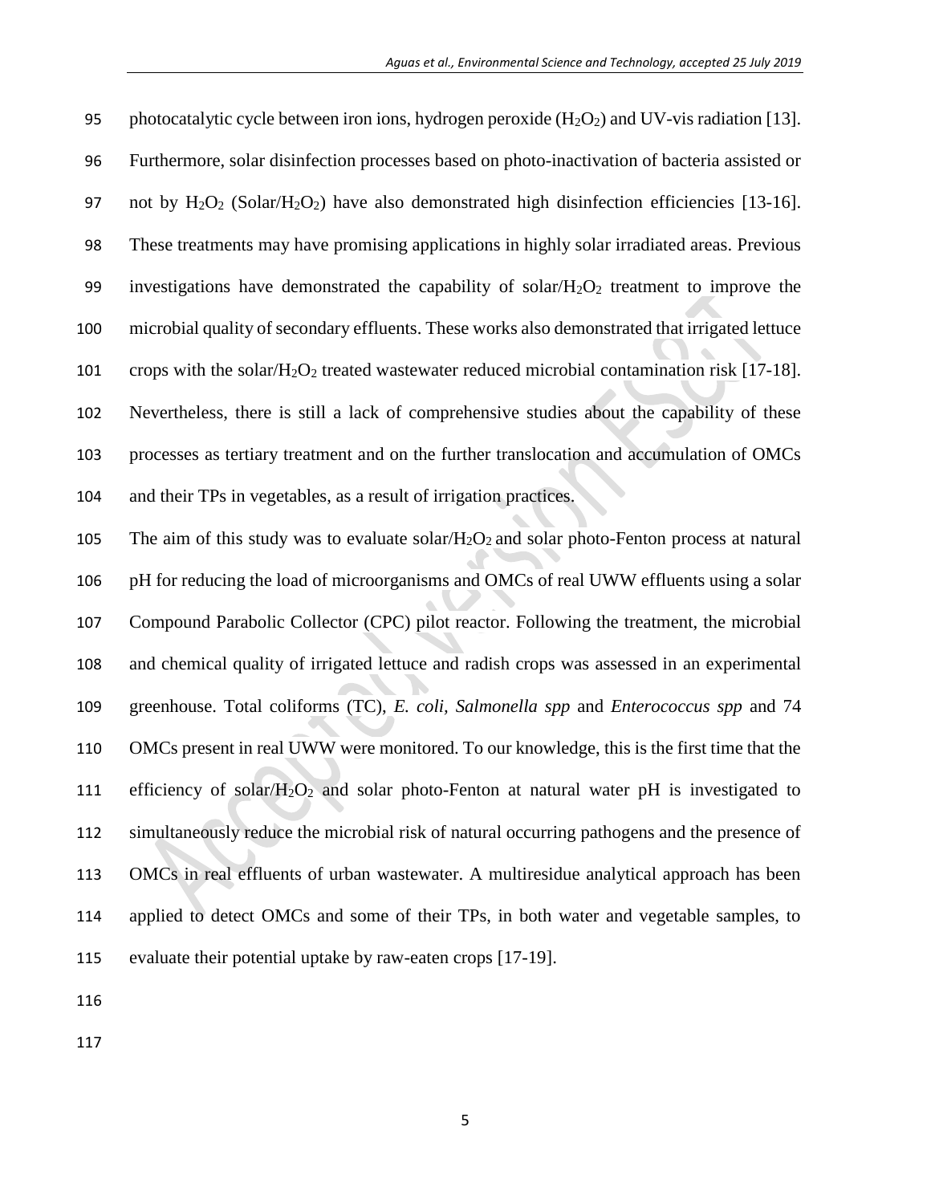photocatalytic cycle between iron ions, hydrogen peroxide ($H_2O_2$) and UV-vis radiation [13]. Furthermore, solar disinfection processes based on photo-inactivation of bacteria assisted or not by $H_2O_2$ (Solar/$H_2O_2$) have also demonstrated high disinfection efficiencies [13-16]. These treatments may have promising applications in highly solar irradiated areas. Previous investigations have demonstrated the capability of solar/$H_2O_2$ treatment to improve the microbial quality of secondary effluents. These works also demonstrated that irrigated lettuce crops with the solar/$H_2O_2$ treated wastewater reduced microbial contamination risk [17-18]. Nevertheless, there is still a lack of comprehensive studies about the capability of these processes as tertiary treatment and on the further translocation and accumulation of OMCs and their TPs in vegetables, as a result of irrigation practices.

The aim of this study was to evaluate solar/$H_2O_2$ and solar photo-Fenton process at natural pH for reducing the load of microorganisms and OMCs of real UWW effluents using a solar Compound Parabolic Collector (CPC) pilot reactor. Following the treatment, the microbial and chemical quality of irrigated lettuce and radish crops was assessed in an experimental greenhouse. Total coliforms (TC), *E. coli, Salmonella spp* and *Enterococcus spp* and 74 OMCs present in real UWW were monitored. To our knowledge, this is the first time that the efficiency of solar/$H_2O_2$ and solar photo-Fenton at natural water pH is investigated to simultaneously reduce the microbial risk of natural occurring pathogens and the presence of OMCs in real effluents of urban wastewater. A multiresidue analytical approach has been applied to detect OMCs and some of their TPs, in both water and vegetable samples, to evaluate their potential uptake by raw-eaten crops [17-19].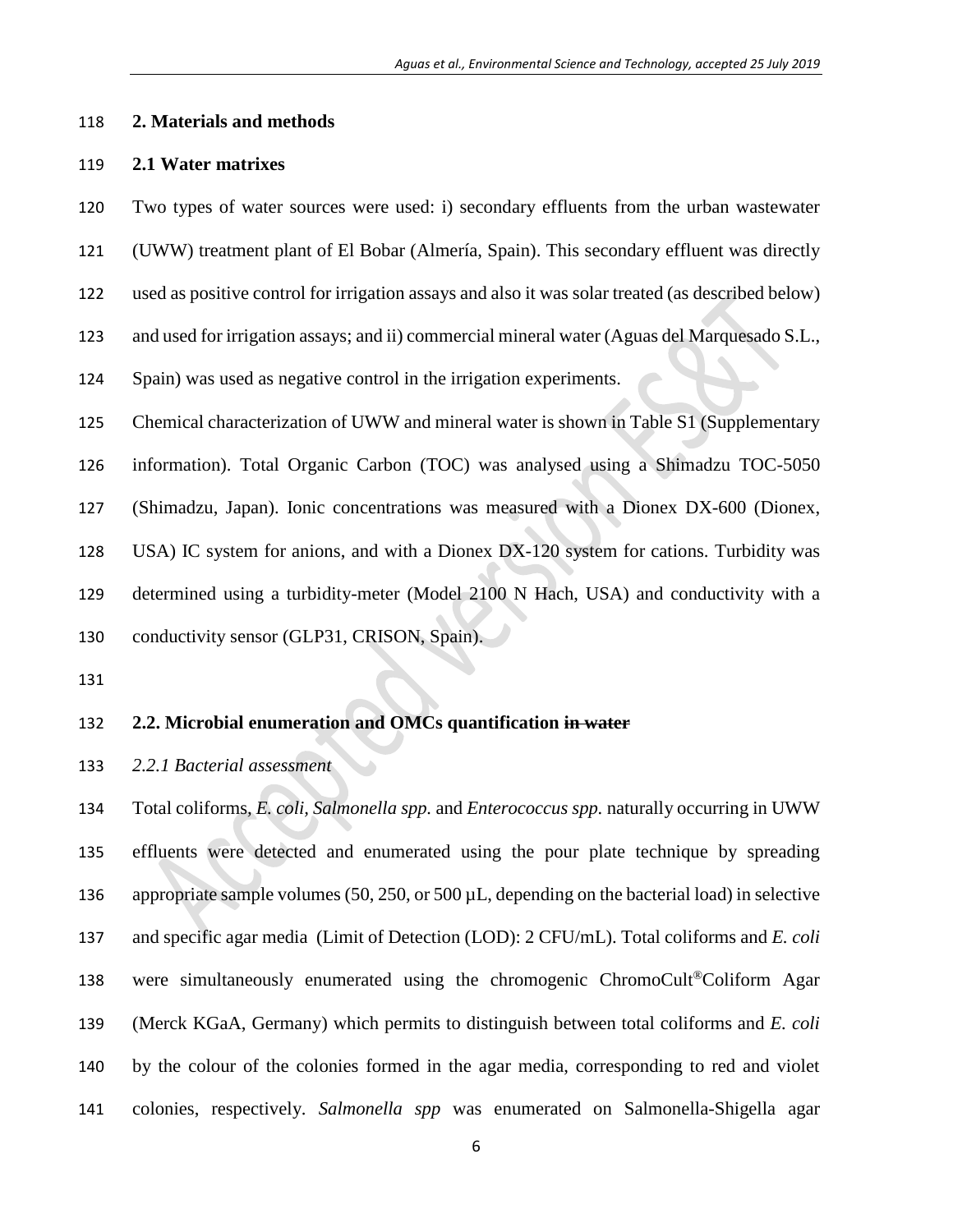## 2. Materials and methods

### 2.1 Water matrixes

Two types of water sources were used: i) secondary effluents from the urban wastewater (UWW) treatment plant of El Bobar (Almería, Spain). This secondary effluent was directly used as positive control for irrigation assays and also it was solar treated (as described below) and used for irrigation assays; and ii) commercial mineral water (Aguas del Marquesado S.L., Spain) was used as negative control in the irrigation experiments.

Chemical characterization of UWW and mineral water is shown in Table S1 (Supplementary information). Total Organic Carbon (TOC) was analysed using a Shimadzu TOC-5050 (Shimadzu, Japan). Ionic concentrations was measured with a Dionex DX-600 (Dionex, USA) IC system for anions, and with a Dionex DX-120 system for cations. Turbidity was determined using a turbidity-meter (Model 2100 N Hach, USA) and conductivity with a conductivity sensor (GLP31, CRISON, Spain).

### 2.2. Microbial enumeration and OMCs quantification ~~in water~~

#### *2.2.1 Bacterial assessment*

Total coliforms, *E. coli*, *Salmonella spp.* and *Enterococcus spp.* naturally occurring in UWW effluents were detected and enumerated using the pour plate technique by spreading appropriate sample volumes (50, 250, or 500 µL, depending on the bacterial load) in selective and specific agar media (Limit of Detection (LOD): 2 CFU/mL). Total coliforms and *E. coli* were simultaneously enumerated using the chromogenic ChromoCult®Coliform Agar (Merck KGaA, Germany) which permits to distinguish between total coliforms and *E. coli* by the colour of the colonies formed in the agar media, corresponding to red and violet colonies, respectively. *Salmonella spp* was enumerated on Salmonella-Shigella agar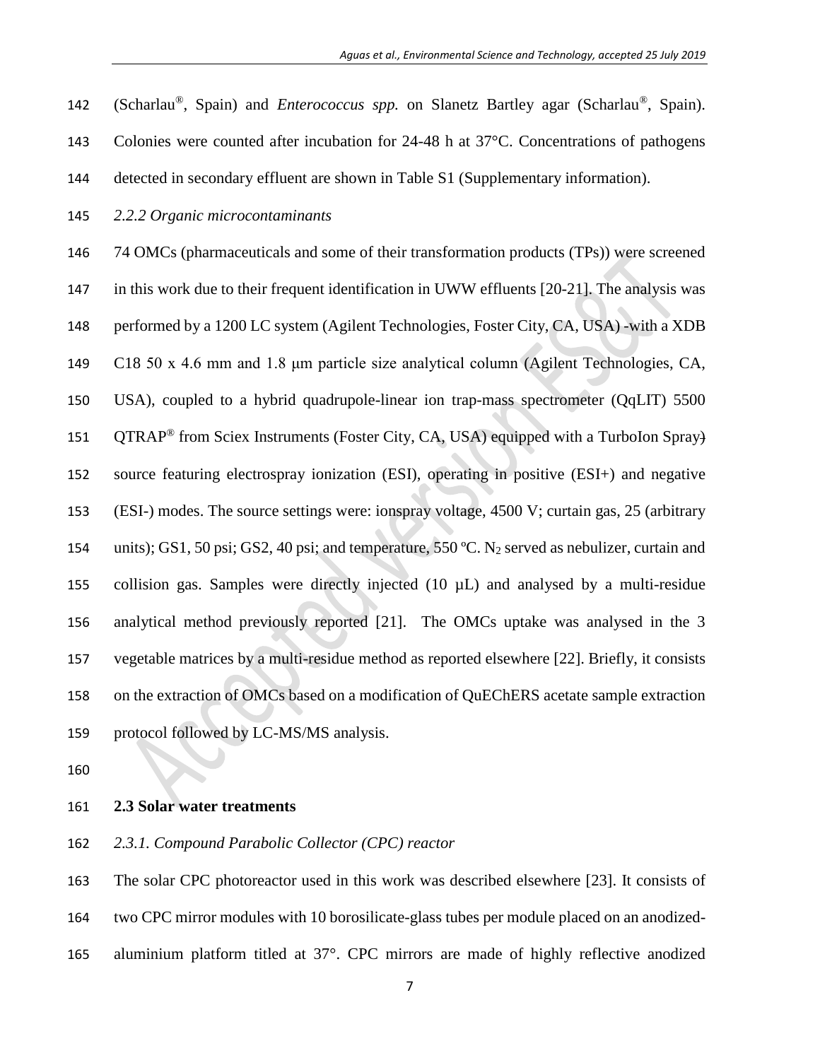(Scharlau®, Spain) and *Enterococcus spp.* on Slanetz Bartley agar (Scharlau®, Spain). Colonies were counted after incubation for 24-48 h at 37°C. Concentrations of pathogens detected in secondary effluent are shown in Table S1 (Supplementary information).

*2.2.2 Organic microcontaminants*

74 OMCs (pharmaceuticals and some of their transformation products (TPs)) were screened in this work due to their frequent identification in UWW effluents [20-21]. The analysis was performed by a 1200 LC system (Agilent Technologies, Foster City, CA, USA) -with a XDB C18 50 x 4.6 mm and 1.8 μm particle size analytical column (Agilent Technologies, CA, USA), coupled to a hybrid quadrupole-linear ion trap-mass spectrometer (QqLIT) 5500 QTRAP® from Sciex Instruments (Foster City, CA, USA) equipped with a TurboIon Spray) source featuring electrospray ionization (ESI), operating in positive (ESI+) and negative (ESI-) modes. The source settings were: ionspray voltage, 4500 V; curtain gas, 25 (arbitrary units); GS1, 50 psi; GS2, 40 psi; and temperature, 550 ºC. $N_2$ served as nebulizer, curtain and collision gas. Samples were directly injected (10 µL) and analysed by a multi-residue analytical method previously reported [21]. The OMCs uptake was analysed in the 3 vegetable matrices by a multi-residue method as reported elsewhere [22]. Briefly, it consists on the extraction of OMCs based on a modification of QuEChERS acetate sample extraction protocol followed by LC-MS/MS analysis.

## 2.3 Solar water treatments

*2.3.1. Compound Parabolic Collector (CPC) reactor*

The solar CPC photoreactor used in this work was described elsewhere [23]. It consists of two CPC mirror modules with 10 borosilicate-glass tubes per module placed on an anodized-aluminium platform titled at 37°. CPC mirrors are made of highly reflective anodized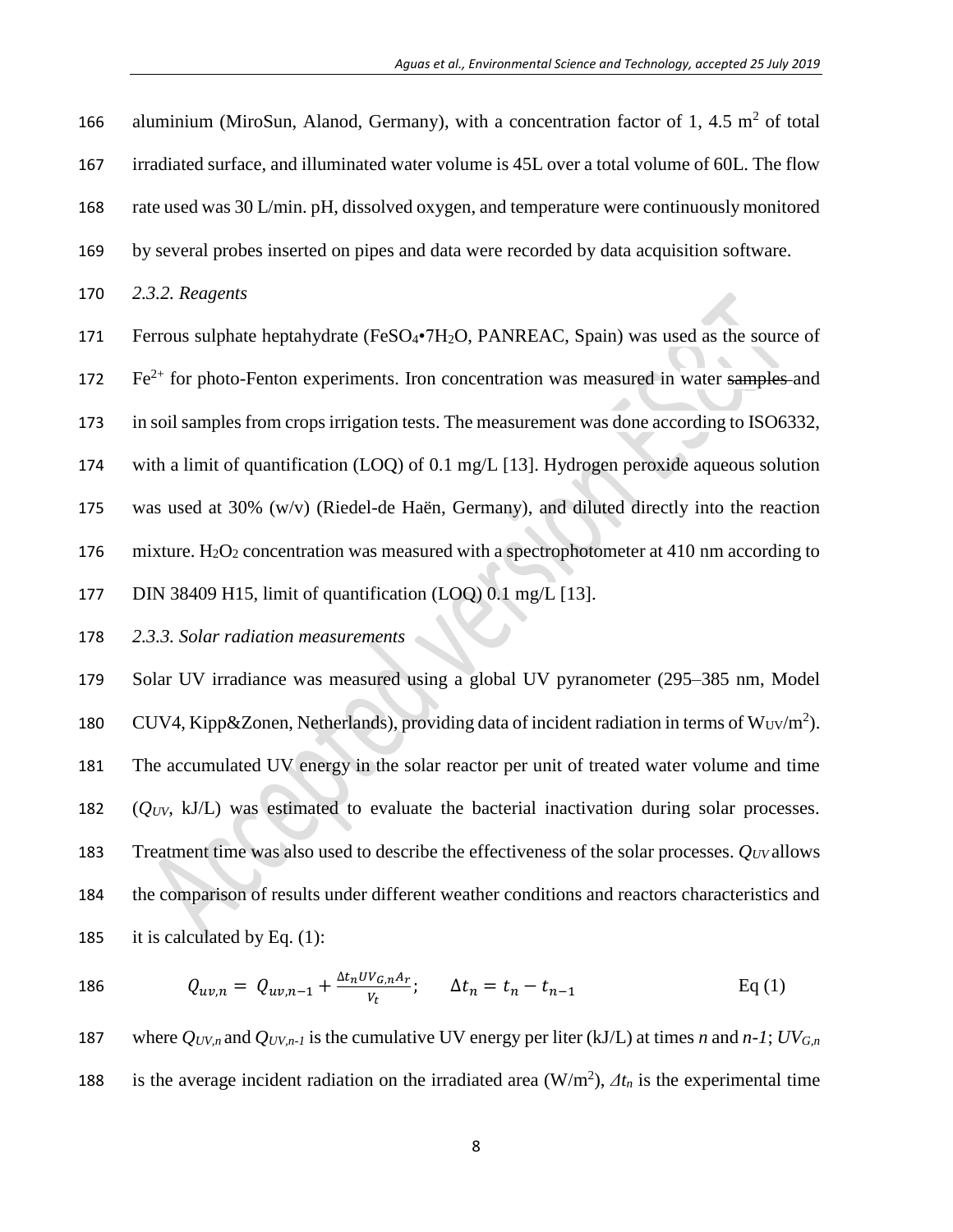aluminium (MiroSun, Alanod, Germany), with a concentration factor of 1, 4.5 $m^2$ of total irradiated surface, and illuminated water volume is 45L over a total volume of 60L. The flow rate used was 30 L/min. pH, dissolved oxygen, and temperature were continuously monitored by several probes inserted on pipes and data were recorded by data acquisition software.

### *2.3.2. Reagents*

Ferrous sulphate heptahydrate ($FeSO_4$•$7H_2O$, PANREAC, Spain) was used as the source of $Fe^{2+}$ for photo-Fenton experiments. Iron concentration was measured in water ~~samples~~ and in soil samples from crops irrigation tests. The measurement was done according to ISO6332, with a limit of quantification (LOQ) of 0.1 mg/L [13]. Hydrogen peroxide aqueous solution was used at 30% (w/v) (Riedel-de Haën, Germany), and diluted directly into the reaction mixture. $H_2O_2$ concentration was measured with a spectrophotometer at 410 nm according to DIN 38409 H15, limit of quantification (LOQ) 0.1 mg/L [13].

### *2.3.3. Solar radiation measurements*

Solar UV irradiance was measured using a global UV pyranometer (295–385 nm, Model CUV4, Kipp&Zonen, Netherlands), providing data of incident radiation in terms of $W_{UV}/m^2$). The accumulated UV energy in the solar reactor per unit of treated water volume and time ($Q_{UV}$, kJ/L) was estimated to evaluate the bacterial inactivation during solar processes. Treatment time was also used to describe the effectiveness of the solar processes. $Q_{UV}$ allows the comparison of results under different weather conditions and reactors characteristics and it is calculated by Eq. (1):

$$Q_{uv,n} = Q_{uv,n-1} + \frac{\Delta t_n UV_{G,n} A_r}{V_t}; \qquad \Delta t_n = t_n - t_{n-1} \qquad \text{Eq (1)}$$

where $Q_{UV,n}$ and $Q_{UV,n-1}$ is the cumulative UV energy per liter (kJ/L) at times $n$ and $n$-$1$; $UV_{G,n}$ is the average incident radiation on the irradiated area (W/$m^2$), $\Delta t_n$ is the experimental time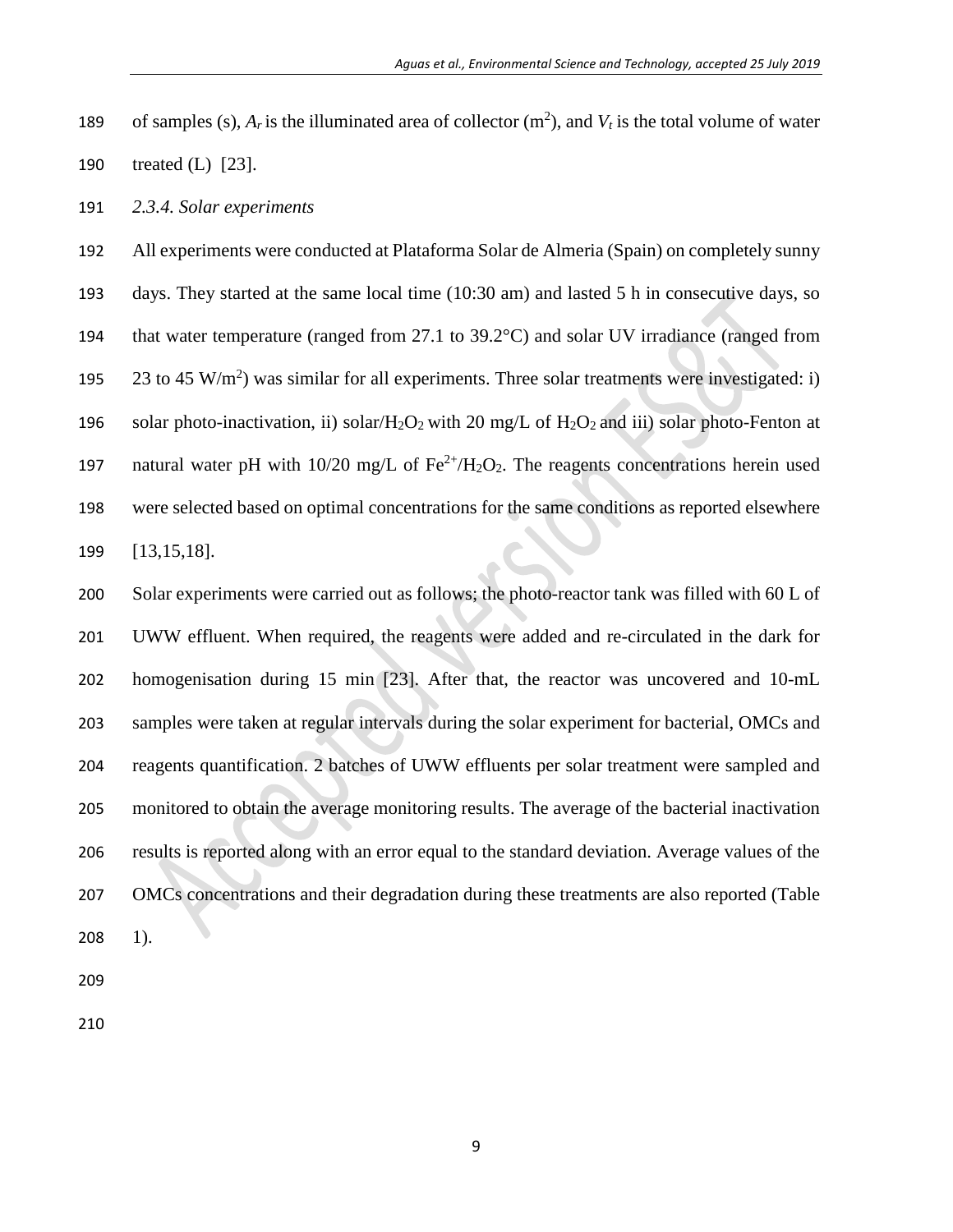of samples (s), $A_r$ is the illuminated area of collector ($m^2$), and $V_t$ is the total volume of water treated (L) [23].

### *2.3.4. Solar experiments*

All experiments were conducted at Plataforma Solar de Almeria (Spain) on completely sunny days. They started at the same local time (10:30 am) and lasted 5 h in consecutive days, so that water temperature (ranged from 27.1 to 39.2°C) and solar UV irradiance (ranged from 23 to 45 W/$m^2$) was similar for all experiments. Three solar treatments were investigated: i) solar photo-inactivation, ii) solar/$H_2O_2$ with 20 mg/L of $H_2O_2$ and iii) solar photo-Fenton at natural water pH with 10/20 mg/L of $Fe^{2+}$/$H_2O_2$. The reagents concentrations herein used were selected based on optimal concentrations for the same conditions as reported elsewhere [13,15,18].

Solar experiments were carried out as follows; the photo-reactor tank was filled with 60 L of UWW effluent. When required, the reagents were added and re-circulated in the dark for homogenisation during 15 min [23]. After that, the reactor was uncovered and 10-mL samples were taken at regular intervals during the solar experiment for bacterial, OMCs and reagents quantification. 2 batches of UWW effluents per solar treatment were sampled and monitored to obtain the average monitoring results. The average of the bacterial inactivation results is reported along with an error equal to the standard deviation. Average values of the OMCs concentrations and their degradation during these treatments are also reported (Table 1).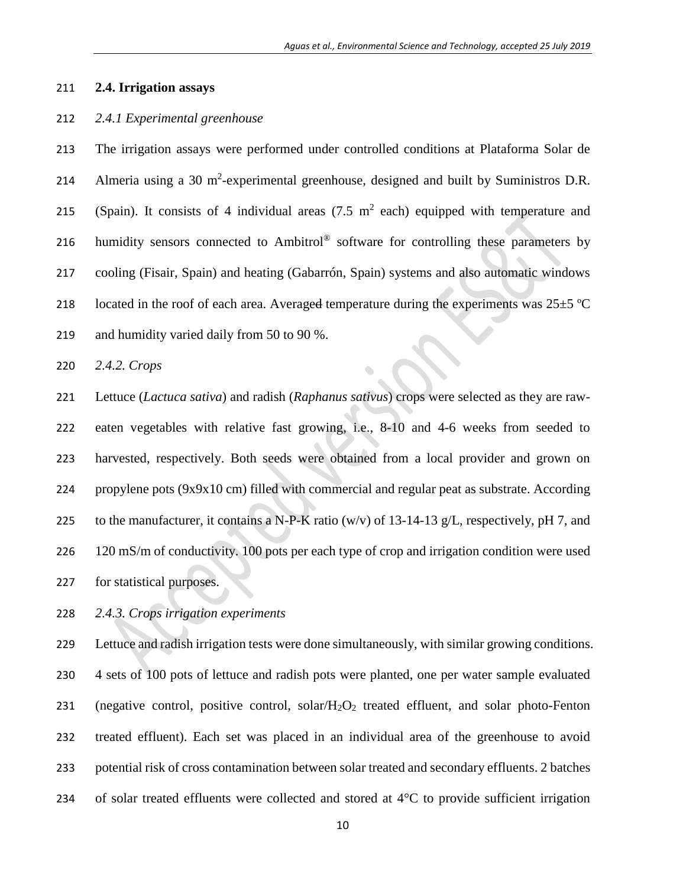### 2.4. Irrigation assays

*2.4.1 Experimental greenhouse*

The irrigation assays were performed under controlled conditions at Plataforma Solar de Almeria using a 30 $m^2$-experimental greenhouse, designed and built by Suministros D.R. (Spain). It consists of 4 individual areas (7.5 $m^2$ each) equipped with temperature and humidity sensors connected to Ambitrol® software for controlling these parameters by cooling (Fisair, Spain) and heating (Gabarrón, Spain) systems and also automatic windows located in the roof of each area. Averaged temperature during the experiments was 25±5 ºC and humidity varied daily from 50 to 90 %.

*2.4.2. Crops*

Lettuce (*Lactuca sativa*) and radish (*Raphanus sativus*) crops were selected as they are raw-eaten vegetables with relative fast growing, i.e., 8-10 and 4-6 weeks from seeded to harvested, respectively. Both seeds were obtained from a local provider and grown on propylene pots (9x9x10 cm) filled with commercial and regular peat as substrate. According to the manufacturer, it contains a N-P-K ratio (w/v) of 13-14-13 g/L, respectively, pH 7, and 120 mS/m of conductivity. 100 pots per each type of crop and irrigation condition were used for statistical purposes.

*2.4.3. Crops irrigation experiments*

Lettuce and radish irrigation tests were done simultaneously, with similar growing conditions. 4 sets of 100 pots of lettuce and radish pots were planted, one per water sample evaluated (negative control, positive control, solar/$H_2O_2$ treated effluent, and solar photo-Fenton treated effluent). Each set was placed in an individual area of the greenhouse to avoid potential risk of cross contamination between solar treated and secondary effluents. 2 batches of solar treated effluents were collected and stored at 4°C to provide sufficient irrigation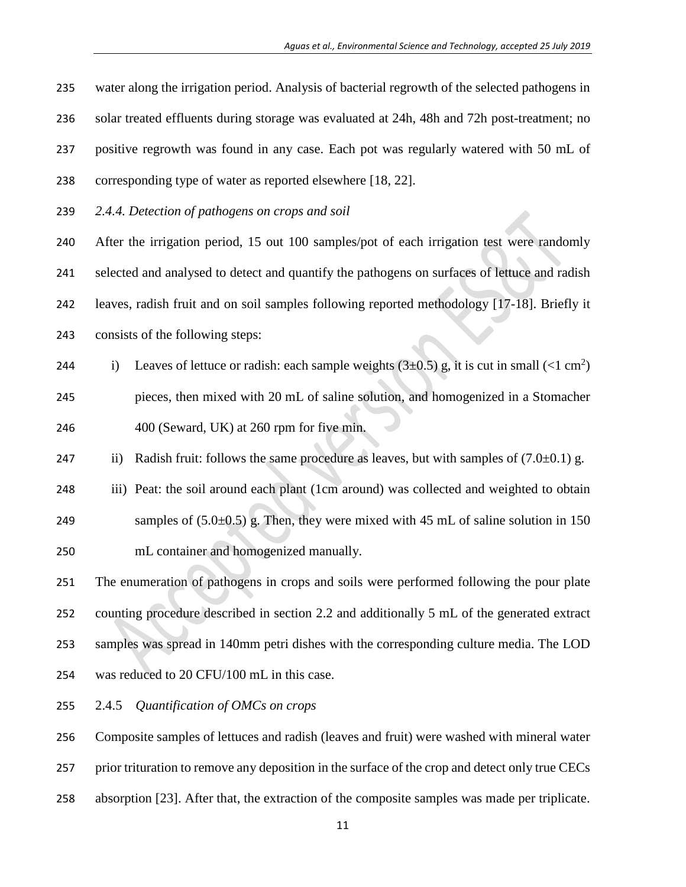water along the irrigation period. Analysis of bacterial regrowth of the selected pathogens in solar treated effluents during storage was evaluated at 24h, 48h and 72h post-treatment; no positive regrowth was found in any case. Each pot was regularly watered with 50 mL of corresponding type of water as reported elsewhere [18, 22].

*2.4.4. Detection of pathogens on crops and soil*

After the irrigation period, 15 out 100 samples/pot of each irrigation test were randomly selected and analysed to detect and quantify the pathogens on surfaces of lettuce and radish leaves, radish fruit and on soil samples following reported methodology [17-18]. Briefly it consists of the following steps:

i) Leaves of lettuce or radish: each sample weights (3±0.5) g, it is cut in small (<1 $cm^2$) pieces, then mixed with 20 mL of saline solution, and homogenized in a Stomacher 400 (Seward, UK) at 260 rpm for five min.

ii) Radish fruit: follows the same procedure as leaves, but with samples of (7.0±0.1) g.

iii) Peat: the soil around each plant (1cm around) was collected and weighted to obtain samples of (5.0±0.5) g. Then, they were mixed with 45 mL of saline solution in 150 mL container and homogenized manually.

The enumeration of pathogens in crops and soils were performed following the pour plate counting procedure described in section 2.2 and additionally 5 mL of the generated extract samples was spread in 140mm petri dishes with the corresponding culture media. The LOD was reduced to 20 CFU/100 mL in this case.

2.4.5 *Quantification of OMCs on crops*

Composite samples of lettuces and radish (leaves and fruit) were washed with mineral water prior trituration to remove any deposition in the surface of the crop and detect only true CECs absorption [23]. After that, the extraction of the composite samples was made per triplicate.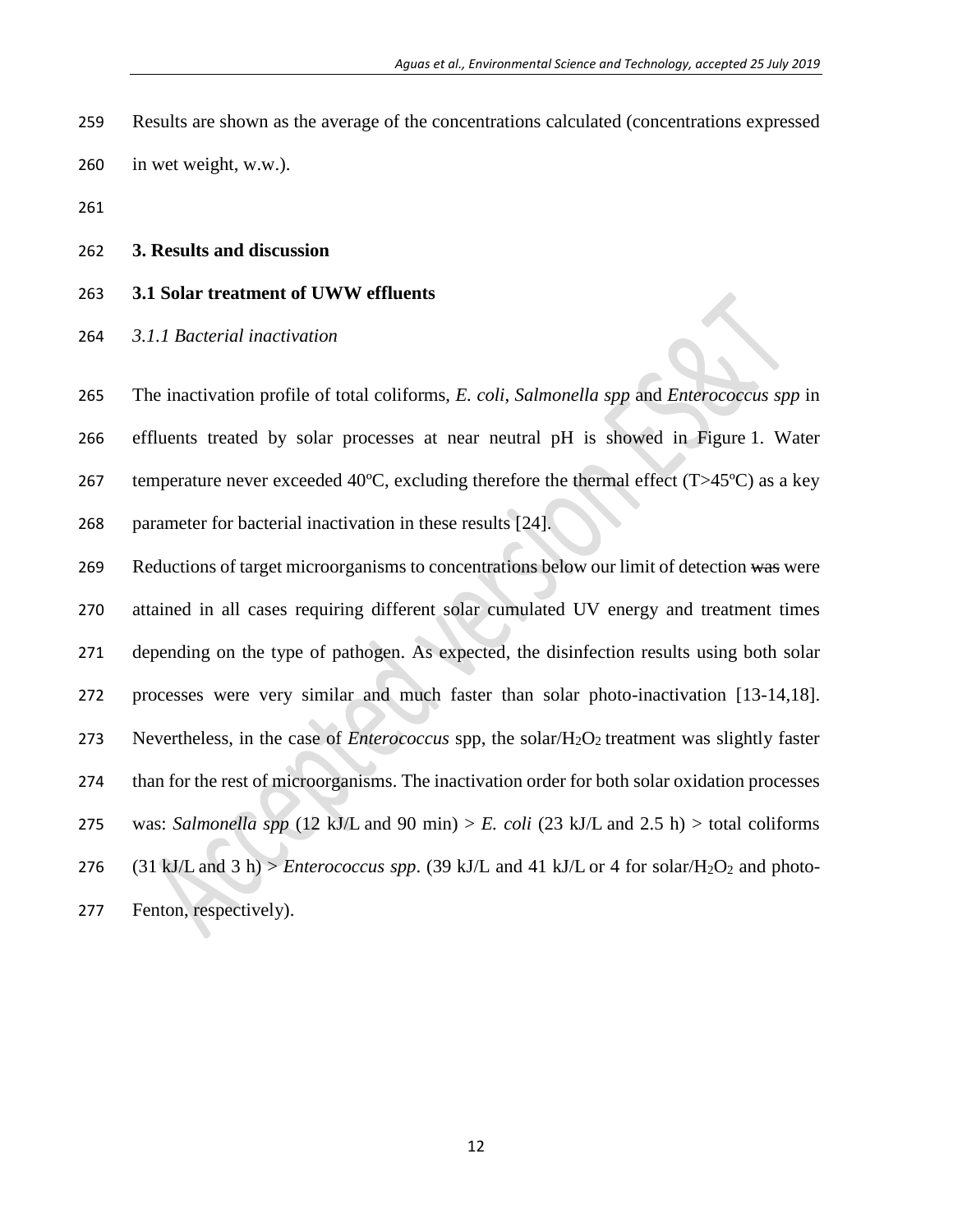Results are shown as the average of the concentrations calculated (concentrations expressed in wet weight, w.w.).

## 3. Results and discussion

### 3.1 Solar treatment of UWW effluents

#### *3.1.1 Bacterial inactivation*

The inactivation profile of total coliforms, *E. coli*, *Salmonella spp* and *Enterococcus spp* in effluents treated by solar processes at near neutral pH is showed in Figure 1. Water temperature never exceeded 40ºC, excluding therefore the thermal effect (T>45ºC) as a key parameter for bacterial inactivation in these results [24].

Reductions of target microorganisms to concentrations below our limit of detection ~~was~~ were attained in all cases requiring different solar cumulated UV energy and treatment times depending on the type of pathogen. As expected, the disinfection results using both solar processes were very similar and much faster than solar photo-inactivation [13-14,18]. Nevertheless, in the case of *Enterococcus* spp, the solar/$H_2O_2$ treatment was slightly faster than for the rest of microorganisms. The inactivation order for both solar oxidation processes was: *Salmonella spp* (12 kJ/L and 90 min) > *E. coli* (23 kJ/L and 2.5 h) > total coliforms (31 kJ/L and 3 h) > *Enterococcus spp*. (39 kJ/L and 41 kJ/L or 4 for solar/$H_2O_2$ and photo-Fenton, respectively).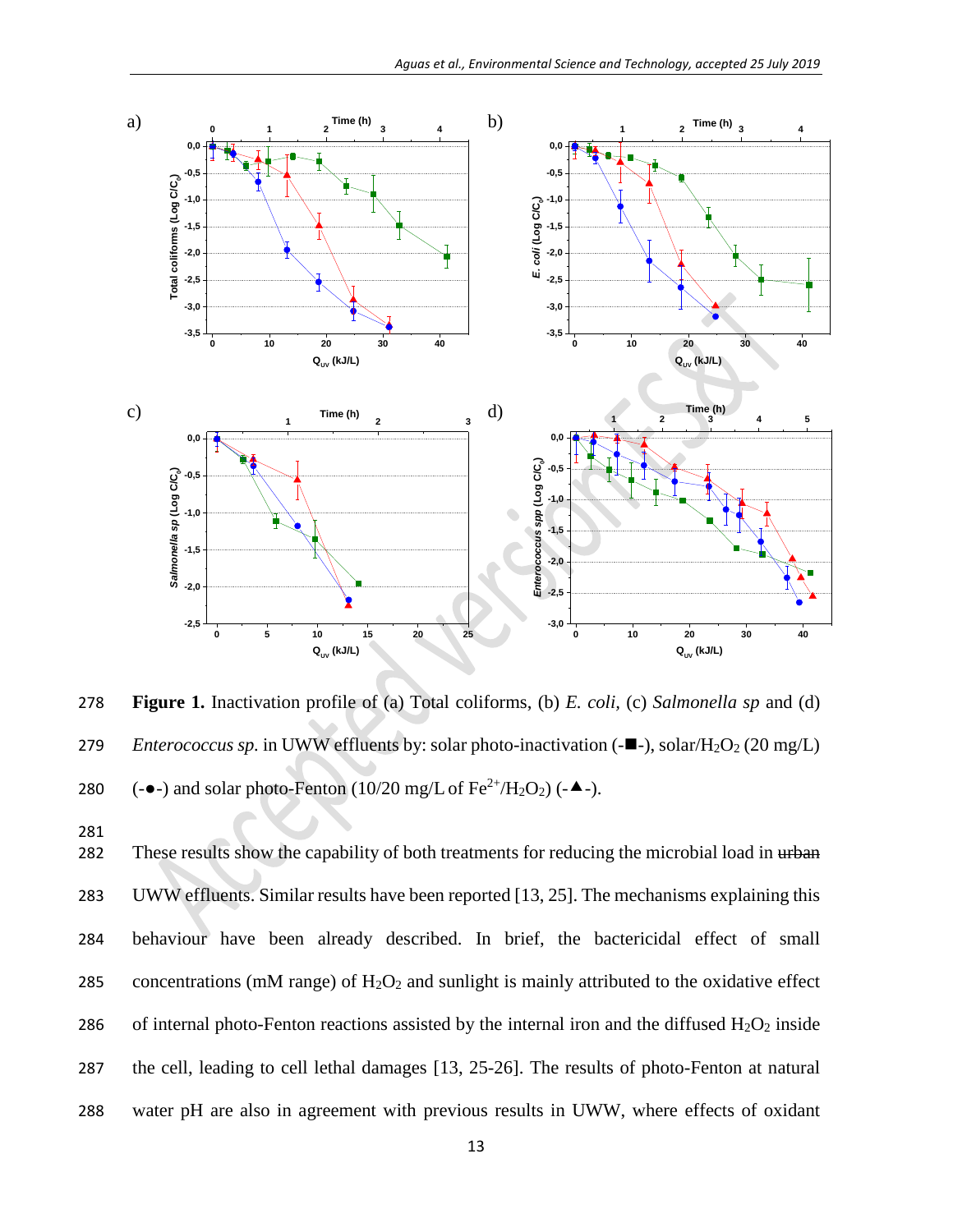Figure 1. Inactivation profile of (a) Total coliforms, (b) *E. coli*, (c) *Salmonella sp* and (d) *Enterococcus sp.* in UWW effluents by: solar photo-inactivation (-■-), solar/$H_2O_2$ (20 mg/L) (-●-) and solar photo-Fenton (10/20 mg/L of $Fe^{2+}$/$H_2O_2$) (-▲-).

These results show the capability of both treatments for reducing the microbial load in ~~urban~~ UWW effluents. Similar results have been reported [13, 25]. The mechanisms explaining this behaviour have been already described. In brief, the bactericidal effect of small concentrations (mM range) of $H_2O_2$ and sunlight is mainly attributed to the oxidative effect of internal photo-Fenton reactions assisted by the internal iron and the diffused $H_2O_2$ inside the cell, leading to cell lethal damages [13, 25-26]. The results of photo-Fenton at natural water pH are also in agreement with previous results in UWW, where effects of oxidant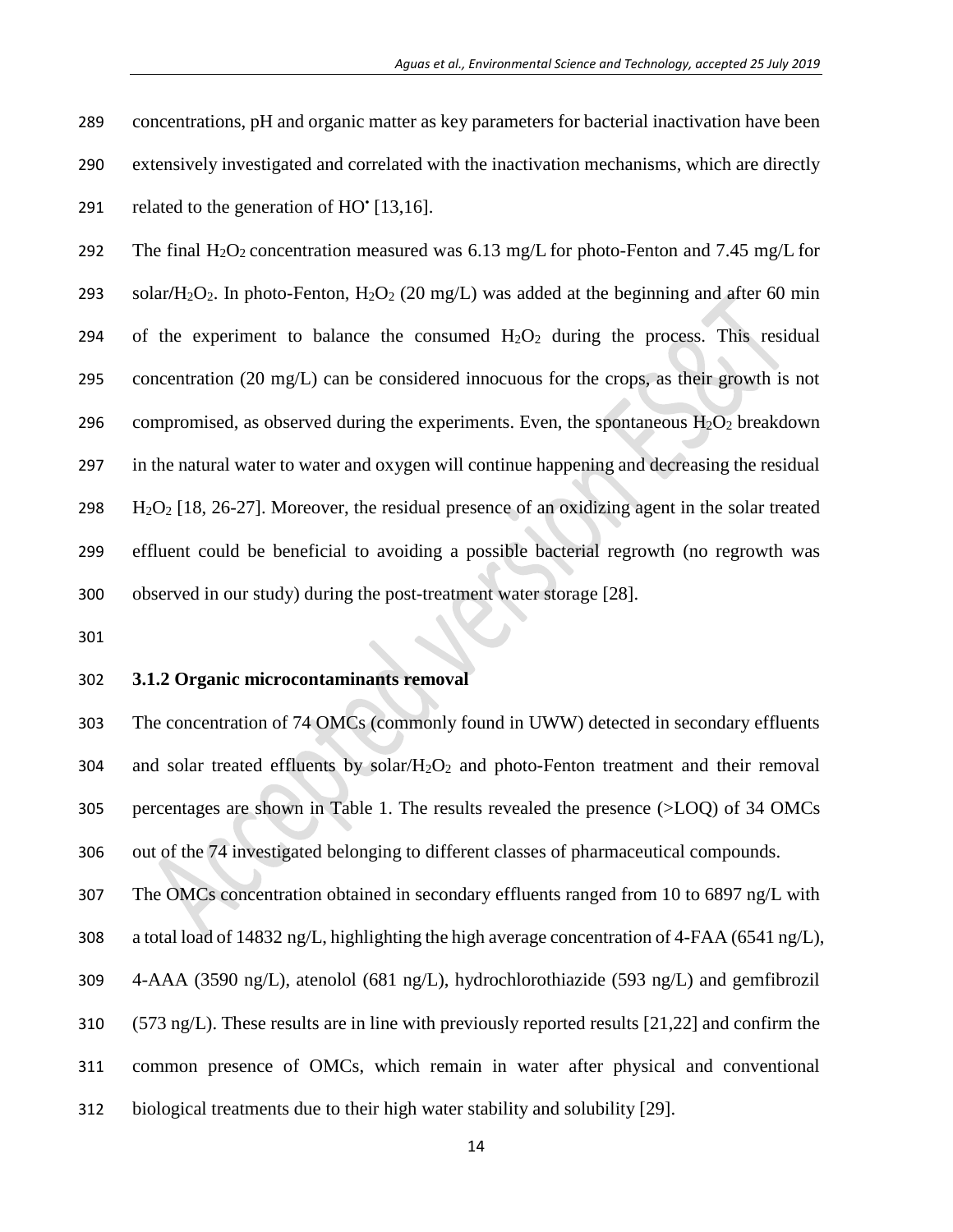concentrations, pH and organic matter as key parameters for bacterial inactivation have been extensively investigated and correlated with the inactivation mechanisms, which are directly related to the generation of $HO^{\bullet}$ [13,16].

The final $H_2O_2$ concentration measured was 6.13 mg/L for photo-Fenton and 7.45 mg/L for solar/$H_2O_2$. In photo-Fenton, $H_2O_2$ (20 mg/L) was added at the beginning and after 60 min of the experiment to balance the consumed $H_2O_2$ during the process. This residual concentration (20 mg/L) can be considered innocuous for the crops, as their growth is not compromised, as observed during the experiments. Even, the spontaneous $H_2O_2$ breakdown in the natural water to water and oxygen will continue happening and decreasing the residual $H_2O_2$ [18, 26-27]. Moreover, the residual presence of an oxidizing agent in the solar treated effluent could be beneficial to avoiding a possible bacterial regrowth (no regrowth was observed in our study) during the post-treatment water storage [28].

### 3.1.2 Organic microcontaminants removal

The concentration of 74 OMCs (commonly found in UWW) detected in secondary effluents and solar treated effluents by solar/$H_2O_2$ and photo-Fenton treatment and their removal percentages are shown in Table 1. The results revealed the presence (>LOQ) of 34 OMCs out of the 74 investigated belonging to different classes of pharmaceutical compounds.

The OMCs concentration obtained in secondary effluents ranged from 10 to 6897 ng/L with a total load of 14832 ng/L, highlighting the high average concentration of 4-FAA (6541 ng/L), 4-AAA (3590 ng/L), atenolol (681 ng/L), hydrochlorothiazide (593 ng/L) and gemfibrozil (573 ng/L). These results are in line with previously reported results [21,22] and confirm the common presence of OMCs, which remain in water after physical and conventional biological treatments due to their high water stability and solubility [29].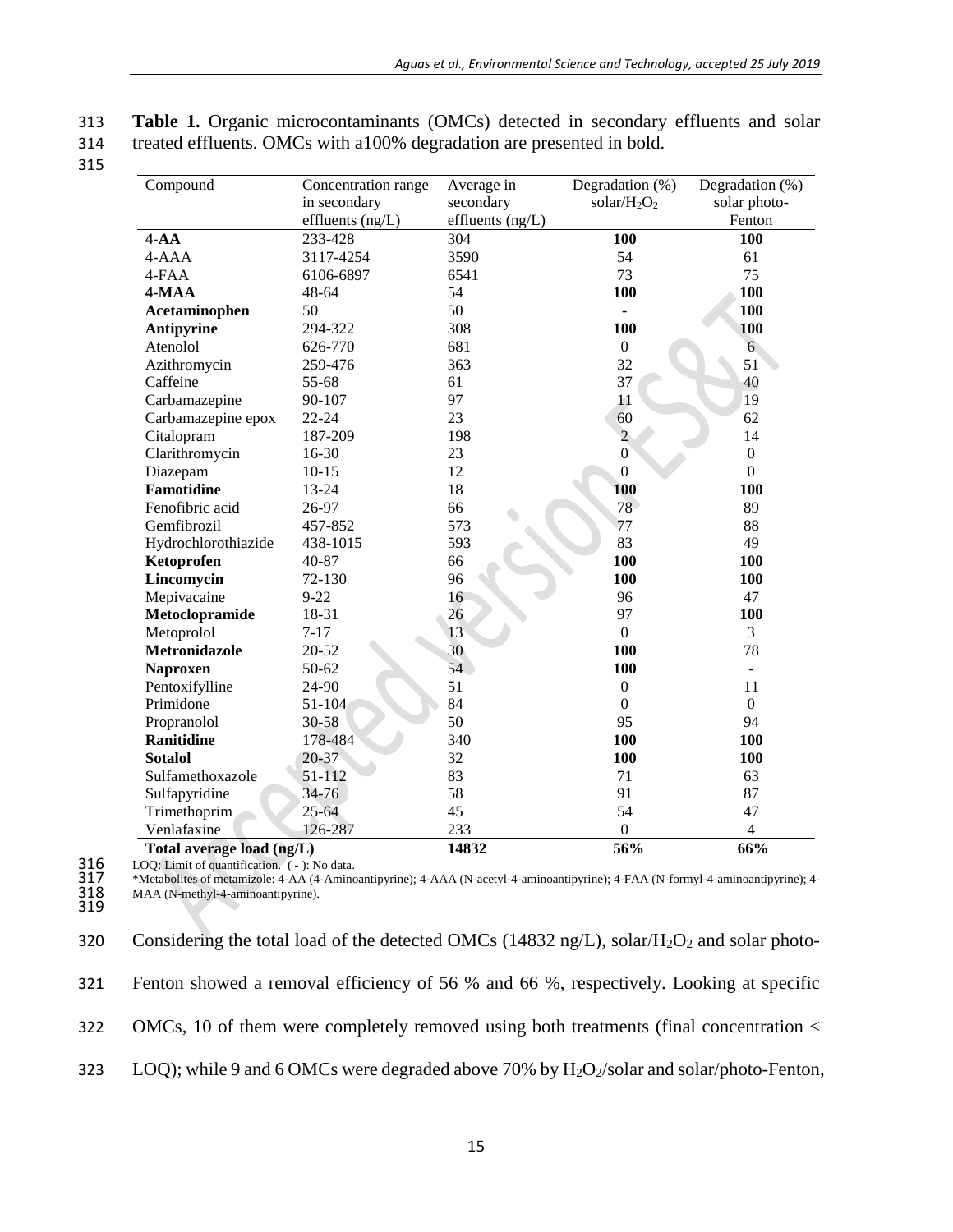**Table 1.** Organic microcontaminants (OMCs) detected in secondary effluents and solar treated effluents. OMCs with a100% degradation are presented in bold.

| Compound | Concentration range in secondary effluents (ng/L) | Average in secondary effluents (ng/L) | Degradation (%) solar/$H_2O_2$ | Degradation (%) solar photo-Fenton |
|---|---|---|---|---|
| **4-AA** | 233-428 | 304 | **100** | **100** |
| 4-AAA | 3117-4254 | 3590 | 54 | 61 |
| 4-FAA | 6106-6897 | 6541 | 73 | 75 |
| **4-MAA** | 48-64 | 54 | **100** | **100** |
| **Acetaminophen** | 50 | 50 | - | **100** |
| **Antipyrine** | 294-322 | 308 | **100** | **100** |
| Atenolol | 626-770 | 681 | 0 | 6 |
| Azithromycin | 259-476 | 363 | 32 | 51 |
| Caffeine | 55-68 | 61 | 37 | 40 |
| Carbamazepine | 90-107 | 97 | 11 | 19 |
| Carbamazepine epox | 22-24 | 23 | 60 | 62 |
| Citalopram | 187-209 | 198 | 2 | 14 |
| Clarithromycin | 16-30 | 23 | 0 | 0 |
| Diazepam | 10-15 | 12 | 0 | 0 |
| **Famotidine** | 13-24 | 18 | **100** | **100** |
| Fenofibric acid | 26-97 | 66 | 78 | 89 |
| Gemfibrozil | 457-852 | 573 | 77 | 88 |
| Hydrochlorothiazide | 438-1015 | 593 | 83 | 49 |
| **Ketoprofen** | 40-87 | 66 | **100** | **100** |
| **Lincomycin** | 72-130 | 96 | **100** | **100** |
| Mepivacaine | 9-22 | 16 | 96 | 47 |
| **Metoclopramide** | 18-31 | 26 | 97 | **100** |
| Metoprolol | 7-17 | 13 | 0 | 3 |
| **Metronidazole** | 20-52 | 30 | **100** | 78 |
| **Naproxen** | 50-62 | 54 | **100** | - |
| Pentoxifylline | 24-90 | 51 | 0 | 11 |
| Primidone | 51-104 | 84 | 0 | 0 |
| Propranolol | 30-58 | 50 | 95 | 94 |
| **Ranitidine** | 178-484 | 340 | **100** | **100** |
| **Sotalol** | 20-37 | 32 | **100** | **100** |
| Sulfamethoxazole | 51-112 | 83 | 71 | 63 |
| Sulfapyridine | 34-76 | 58 | 91 | 87 |
| Trimethoprim | 25-64 | 45 | 54 | 47 |
| Venlafaxine | 126-287 | 233 | 0 | 4 |
| **Total average load (ng/L)** | | **14832** | **56%** | **66%** |

LOQ: Limit of quantification. ( - ): No data.
*Metabolites of metamizole: 4-AA (4-Aminoantipyrine); 4-AAA (N-acetyl-4-aminoantipyrine); 4-FAA (N-formyl-4-aminoantipyrine); 4-MAA (N-methyl-4-aminoantipyrine).

Considering the total load of the detected OMCs (14832 ng/L), solar/$H_2O_2$ and solar photo-Fenton showed a removal efficiency of 56 % and 66 %, respectively. Looking at specific OMCs, 10 of them were completely removed using both treatments (final concentration < LOQ); while 9 and 6 OMCs were degraded above 70% by $H_2O_2$/solar and solar/photo-Fenton,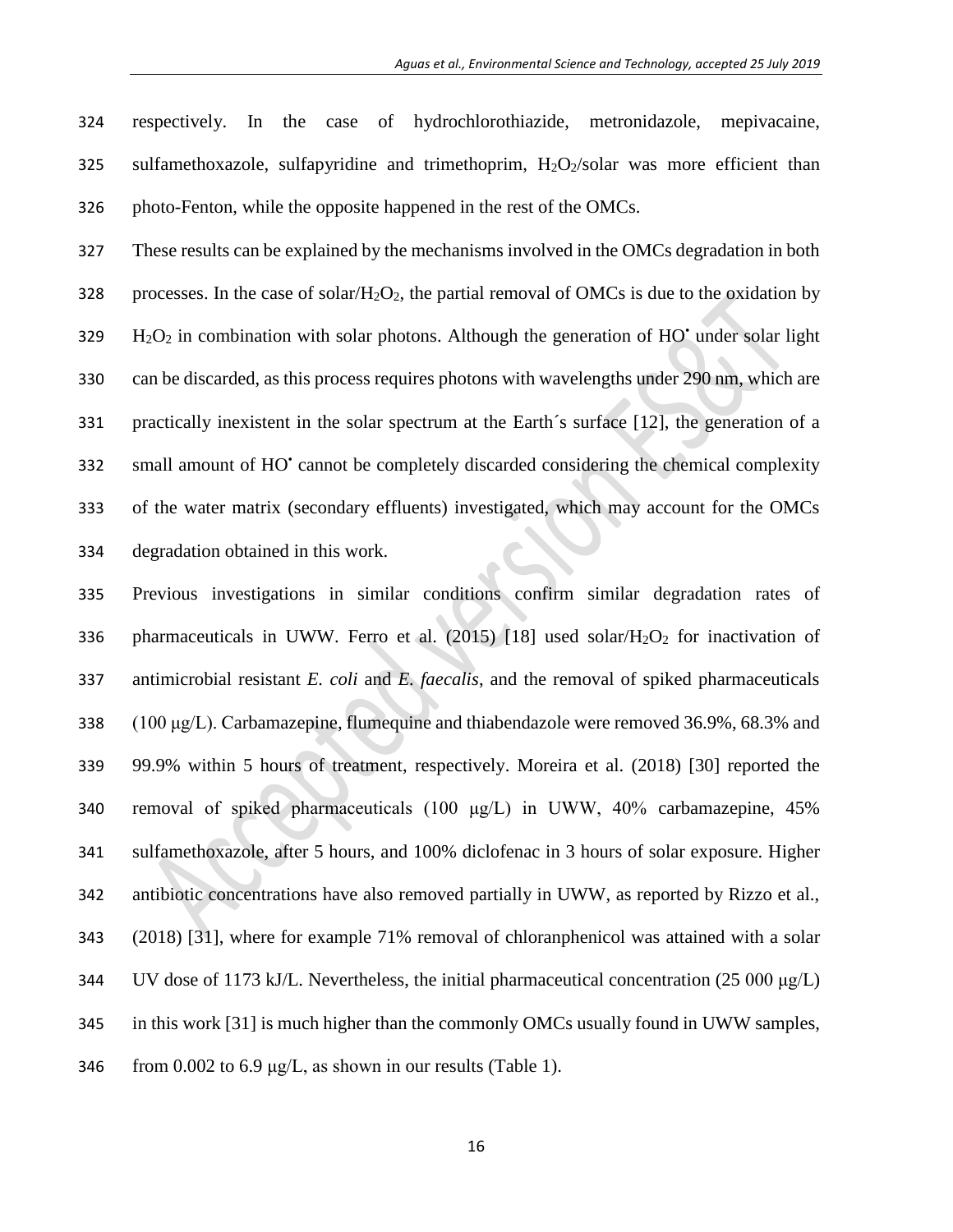respectively. In the case of hydrochlorothiazide, metronidazole, mepivacaine, sulfamethoxazole, sulfapyridine and trimethoprim, $H_2O_2$/solar was more efficient than photo-Fenton, while the opposite happened in the rest of the OMCs.

These results can be explained by the mechanisms involved in the OMCs degradation in both processes. In the case of solar/$H_2O_2$, the partial removal of OMCs is due to the oxidation by $H_2O_2$ in combination with solar photons. Although the generation of $HO^{\bullet}$ under solar light can be discarded, as this process requires photons with wavelengths under 290 nm, which are practically inexistent in the solar spectrum at the Earth´s surface [12], the generation of a small amount of $HO^{\bullet}$ cannot be completely discarded considering the chemical complexity of the water matrix (secondary effluents) investigated, which may account for the OMCs degradation obtained in this work.

Previous investigations in similar conditions confirm similar degradation rates of pharmaceuticals in UWW. Ferro et al. (2015) [18] used solar/$H_2O_2$ for inactivation of antimicrobial resistant *E. coli* and *E. faecalis*, and the removal of spiked pharmaceuticals (100 μg/L). Carbamazepine, flumequine and thiabendazole were removed 36.9%, 68.3% and 99.9% within 5 hours of treatment, respectively. Moreira et al. (2018) [30] reported the removal of spiked pharmaceuticals (100 μg/L) in UWW, 40% carbamazepine, 45% sulfamethoxazole, after 5 hours, and 100% diclofenac in 3 hours of solar exposure. Higher antibiotic concentrations have also removed partially in UWW, as reported by Rizzo et al., (2018) [31], where for example 71% removal of chloranphenicol was attained with a solar UV dose of 1173 kJ/L. Nevertheless, the initial pharmaceutical concentration (25 000 μg/L) in this work [31] is much higher than the commonly OMCs usually found in UWW samples, from 0.002 to 6.9 μg/L, as shown in our results (Table 1).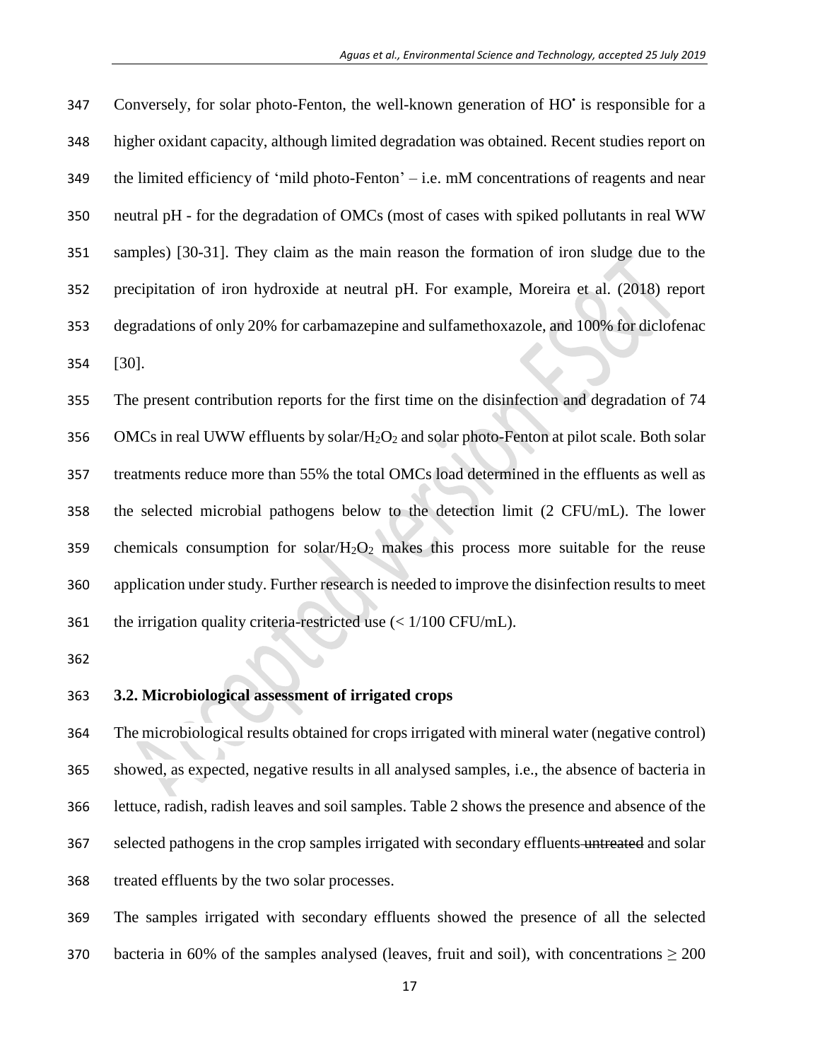Conversely, for solar photo-Fenton, the well-known generation of HO• is responsible for a higher oxidant capacity, although limited degradation was obtained. Recent studies report on the limited efficiency of 'mild photo-Fenton' – i.e. mM concentrations of reagents and near neutral pH - for the degradation of OMCs (most of cases with spiked pollutants in real WW samples) [30-31]. They claim as the main reason the formation of iron sludge due to the precipitation of iron hydroxide at neutral pH. For example, Moreira et al. (2018) report degradations of only 20% for carbamazepine and sulfamethoxazole, and 100% for diclofenac [30].

The present contribution reports for the first time on the disinfection and degradation of 74 OMCs in real UWW effluents by solar/$H_2O_2$ and solar photo-Fenton at pilot scale. Both solar treatments reduce more than 55% the total OMCs load determined in the effluents as well as the selected microbial pathogens below to the detection limit (2 CFU/mL). The lower chemicals consumption for solar/$H_2O_2$ makes this process more suitable for the reuse application under study. Further research is needed to improve the disinfection results to meet the irrigation quality criteria-restricted use (< 1/100 CFU/mL).

### 3.2. Microbiological assessment of irrigated crops

The microbiological results obtained for crops irrigated with mineral water (negative control) showed, as expected, negative results in all analysed samples, i.e., the absence of bacteria in lettuce, radish, radish leaves and soil samples. Table 2 shows the presence and absence of the selected pathogens in the crop samples irrigated with secondary effluents ~~untreated~~ and solar treated effluents by the two solar processes.

The samples irrigated with secondary effluents showed the presence of all the selected bacteria in 60% of the samples analysed (leaves, fruit and soil), with concentrations $\geq$ 200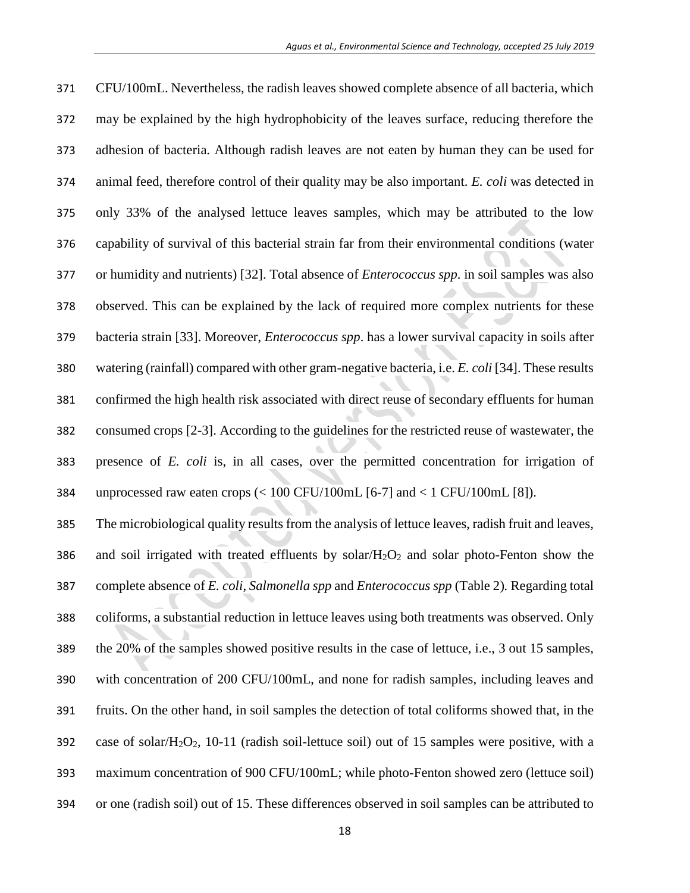CFU/100mL. Nevertheless, the radish leaves showed complete absence of all bacteria, which may be explained by the high hydrophobicity of the leaves surface, reducing therefore the adhesion of bacteria. Although radish leaves are not eaten by human they can be used for animal feed, therefore control of their quality may be also important. *E. coli* was detected in only 33% of the analysed lettuce leaves samples, which may be attributed to the low capability of survival of this bacterial strain far from their environmental conditions (water or humidity and nutrients) [32]. Total absence of *Enterococcus spp*. in soil samples was also observed. This can be explained by the lack of required more complex nutrients for these bacteria strain [33]. Moreover, *Enterococcus spp*. has a lower survival capacity in soils after watering (rainfall) compared with other gram-negative bacteria, i.e. *E. coli* [34]. These results confirmed the high health risk associated with direct reuse of secondary effluents for human consumed crops [2-3]. According to the guidelines for the restricted reuse of wastewater, the presence of *E. coli* is, in all cases, over the permitted concentration for irrigation of unprocessed raw eaten crops (< 100 CFU/100mL [6-7] and < 1 CFU/100mL [8]).

The microbiological quality results from the analysis of lettuce leaves, radish fruit and leaves, and soil irrigated with treated effluents by solar/$H_2O_2$ and solar photo-Fenton show the complete absence of *E. coli*, *Salmonella spp* and *Enterococcus spp* (Table 2). Regarding total coliforms, a substantial reduction in lettuce leaves using both treatments was observed. Only the 20% of the samples showed positive results in the case of lettuce, i.e., 3 out 15 samples, with concentration of 200 CFU/100mL, and none for radish samples, including leaves and fruits. On the other hand, in soil samples the detection of total coliforms showed that, in the case of solar/$H_2O_2$, 10-11 (radish soil-lettuce soil) out of 15 samples were positive, with a maximum concentration of 900 CFU/100mL; while photo-Fenton showed zero (lettuce soil) or one (radish soil) out of 15. These differences observed in soil samples can be attributed to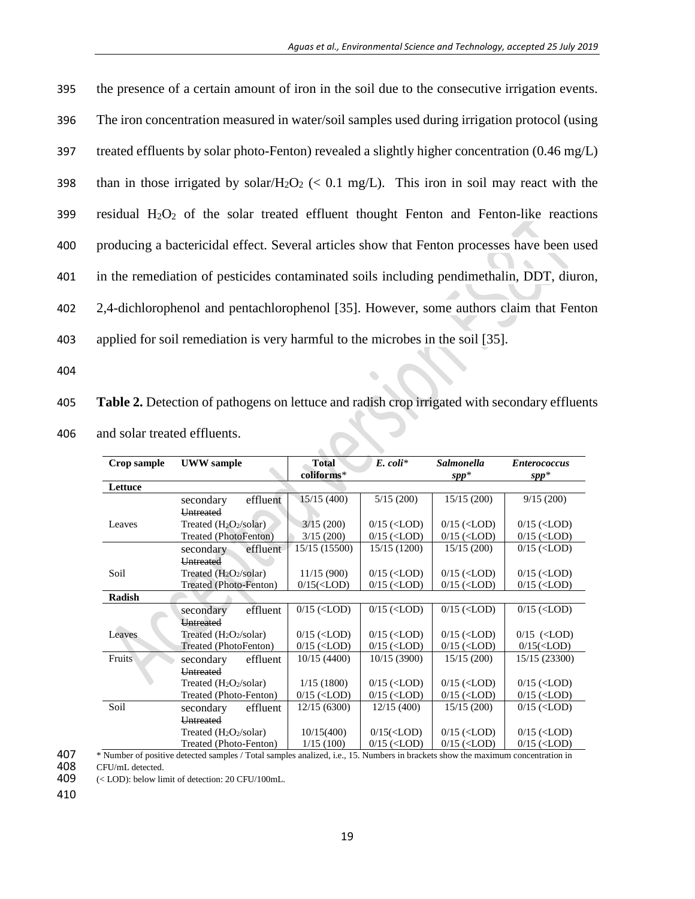the presence of a certain amount of iron in the soil due to the consecutive irrigation events. The iron concentration measured in water/soil samples used during irrigation protocol (using treated effluents by solar photo-Fenton) revealed a slightly higher concentration (0.46 mg/L) than in those irrigated by solar/$H_2O_2$ (< 0.1 mg/L). This iron in soil may react with the residual $H_2O_2$ of the solar treated effluent thought Fenton and Fenton-like reactions producing a bactericidal effect. Several articles show that Fenton processes have been used in the remediation of pesticides contaminated soils including pendimethalin, DDT, diuron, 2,4-dichlorophenol and pentachlorophenol [35]. However, some authors claim that Fenton applied for soil remediation is very harmful to the microbes in the soil [35].

**Table 2.** Detection of pathogens on lettuce and radish crop irrigated with secondary effluents and solar treated effluents.

| Crop sample | UWW sample | Total coliforms* | *E. coli** | *Salmonella spp** | *Enterococcus spp** |
|---|---|---|---|---|---|
| **Lettuce** | | | | | |
| Leaves | secondary effluent ~~Untreated~~ | 15/15 (400) | 5/15 (200) | 15/15 (200) | 9/15 (200) |
| | Treated ($H_2O_2$/solar) | 3/15 (200) | 0/15 (<LOD) | 0/15 (<LOD) | 0/15 (<LOD) |
| | Treated (PhotoFenton) | 3/15 (200) | 0/15 (<LOD) | 0/15 (<LOD) | 0/15 (<LOD) |
| Soil | secondary effluent ~~Untreated~~ | 15/15 (15500) | 15/15 (1200) | 15/15 (200) | 0/15 (<LOD) |
| | Treated ($H_2O_2$/solar) | 11/15 (900) | 0/15 (<LOD) | 0/15 (<LOD) | 0/15 (<LOD) |
| | Treated (Photo-Fenton) | 0/15(<LOD) | 0/15 (<LOD) | 0/15 (<LOD) | 0/15 (<LOD) |
| **Radish** | | | | | |
| Leaves | secondary effluent ~~Untreated~~ | 0/15 (<LOD) | 0/15 (<LOD) | 0/15 (<LOD) | 0/15 (<LOD) |
| | Treated ($H_2O_2$/solar) | 0/15 (<LOD) | 0/15 (<LOD) | 0/15 (<LOD) | 0/15 (<LOD) |
| | Treated (PhotoFenton) | 0/15 (<LOD) | 0/15 (<LOD) | 0/15 (<LOD) | 0/15(<LOD) |
| Fruits | secondary effluent ~~Untreated~~ | 10/15 (4400) | 10/15 (3900) | 15/15 (200) | 15/15 (23300) |
| | Treated ($H_2O_2$/solar) | 1/15 (1800) | 0/15 (<LOD) | 0/15 (<LOD) | 0/15 (<LOD) |
| | Treated (Photo-Fenton) | 0/15 (<LOD) | 0/15 (<LOD) | 0/15 (<LOD) | 0/15 (<LOD) |
| Soil | secondary effluent ~~Untreated~~ | 12/15 (6300) | 12/15 (400) | 15/15 (200) | 0/15 (<LOD) |
| | Treated ($H_2O_2$/solar) | 10/15(400) | 0/15(<LOD) | 0/15 (<LOD) | 0/15 (<LOD) |
| | Treated (Photo-Fenton) | 1/15 (100) | 0/15 (<LOD) | 0/15 (<LOD) | 0/15 (<LOD) |

\* Number of positive detected samples / Total samples analized, i.e., 15. Numbers in brackets show the maximum concentration in CFU/mL detected.

(< LOD): below limit of detection: 20 CFU/100mL.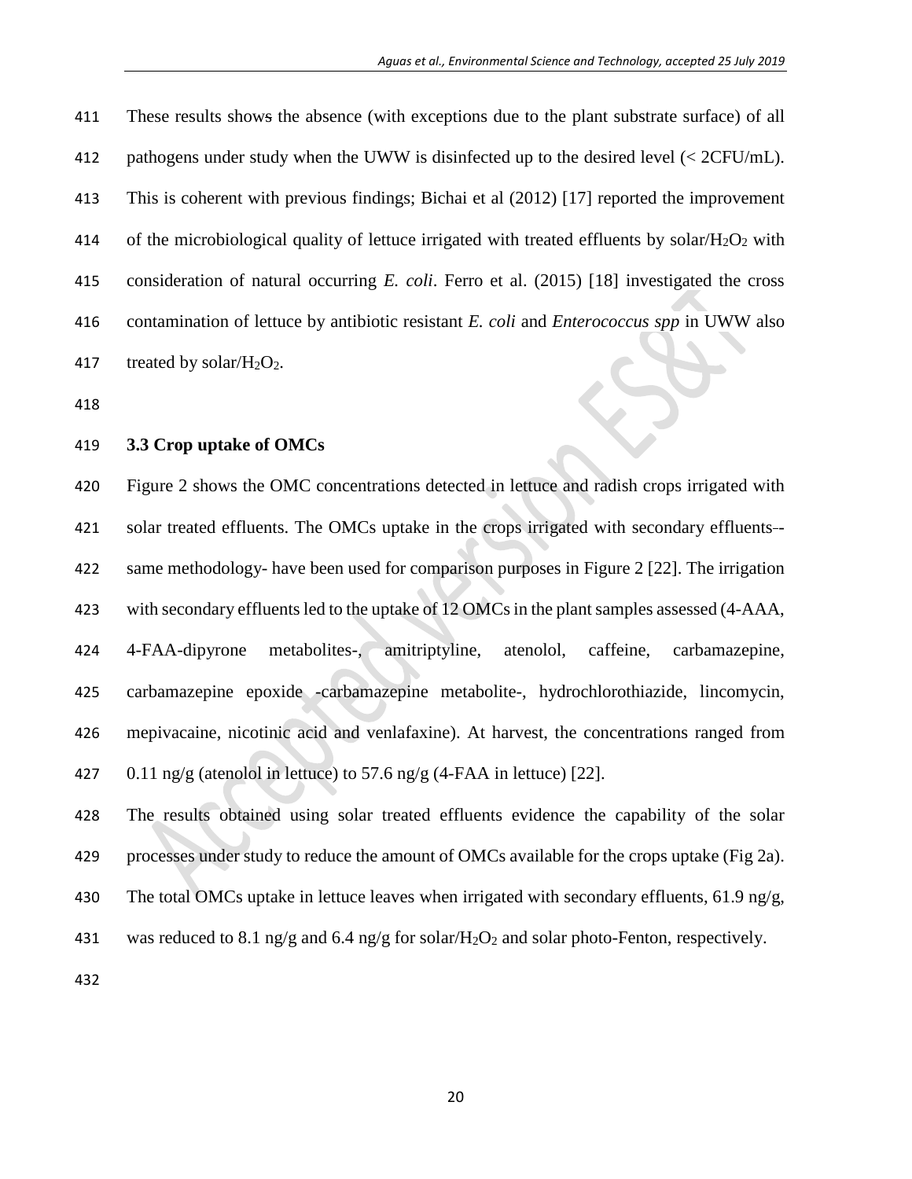These results shows the absence (with exceptions due to the plant substrate surface) of all pathogens under study when the UWW is disinfected up to the desired level (< 2CFU/mL). This is coherent with previous findings; Bichai et al (2012) [17] reported the improvement of the microbiological quality of lettuce irrigated with treated effluents by solar/$H_2O_2$ with consideration of natural occurring *E. coli*. Ferro et al. (2015) [18] investigated the cross contamination of lettuce by antibiotic resistant *E. coli* and *Enterococcus spp* in UWW also treated by solar/$H_2O_2$.

### 3.3 Crop uptake of OMCs

Figure 2 shows the OMC concentrations detected in lettuce and radish crops irrigated with solar treated effluents. The OMCs uptake in the crops irrigated with secondary effluents--same methodology- have been used for comparison purposes in Figure 2 [22]. The irrigation with secondary effluents led to the uptake of 12 OMCs in the plant samples assessed (4-AAA, 4-FAA-dipyrone metabolites-, amitriptyline, atenolol, caffeine, carbamazepine, carbamazepine epoxide -carbamazepine metabolite-, hydrochlorothiazide, lincomycin, mepivacaine, nicotinic acid and venlafaxine). At harvest, the concentrations ranged from 0.11 ng/g (atenolol in lettuce) to 57.6 ng/g (4-FAA in lettuce) [22].

The results obtained using solar treated effluents evidence the capability of the solar processes under study to reduce the amount of OMCs available for the crops uptake (Fig 2a). The total OMCs uptake in lettuce leaves when irrigated with secondary effluents, 61.9 ng/g, was reduced to 8.1 ng/g and 6.4 ng/g for solar/$H_2O_2$ and solar photo-Fenton, respectively.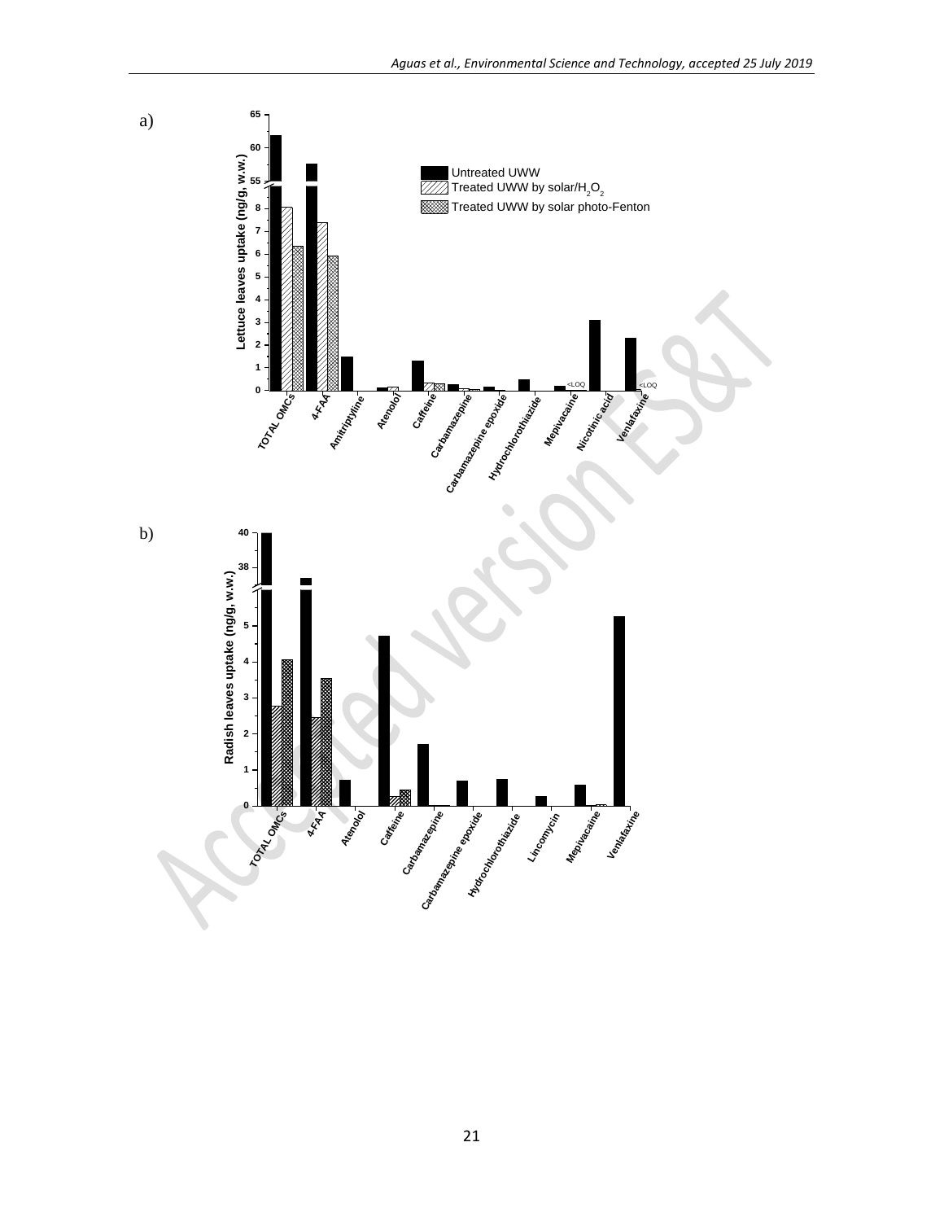a)

b)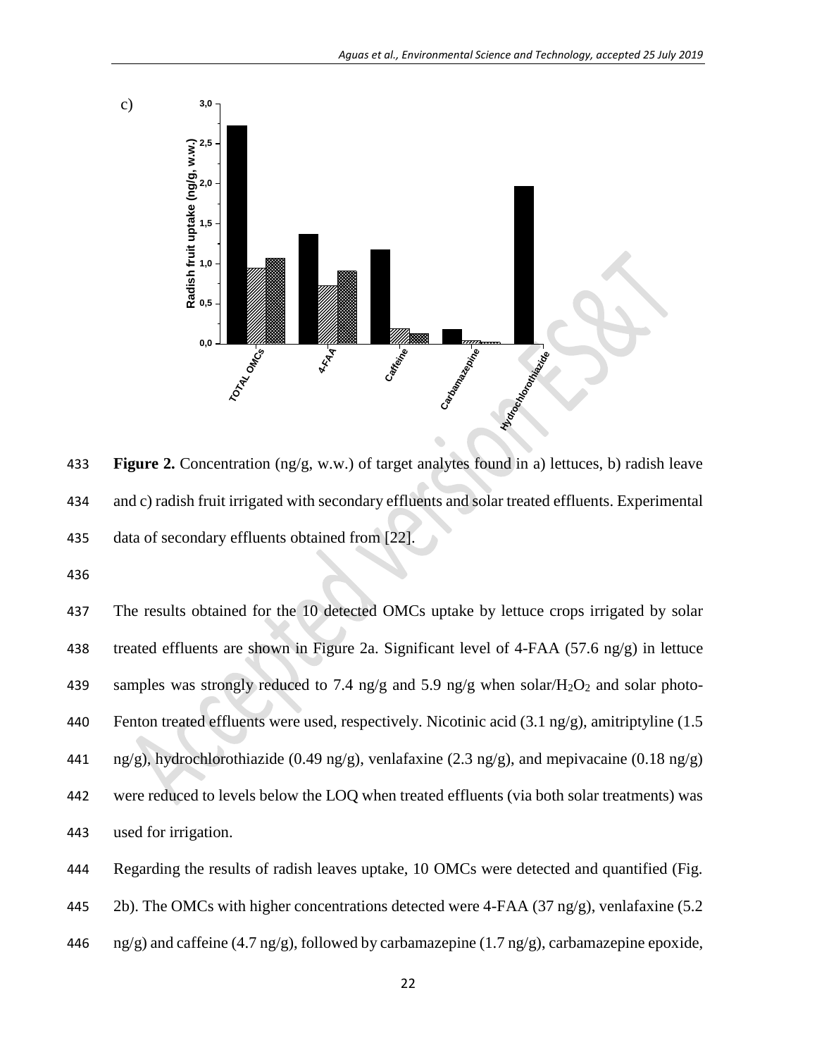**Figure 2.** Concentration (ng/g, w.w.) of target analytes found in a) lettuces, b) radish leave and c) radish fruit irrigated with secondary effluents and solar treated effluents. Experimental data of secondary effluents obtained from [22].

The results obtained for the 10 detected OMCs uptake by lettuce crops irrigated by solar treated effluents are shown in Figure 2a. Significant level of 4-FAA (57.6 ng/g) in lettuce samples was strongly reduced to 7.4 ng/g and 5.9 ng/g when solar/$H_2O_2$ and solar photo-Fenton treated effluents were used, respectively. Nicotinic acid (3.1 ng/g), amitriptyline (1.5 ng/g), hydrochlorothiazide (0.49 ng/g), venlafaxine (2.3 ng/g), and mepivacaine (0.18 ng/g) were reduced to levels below the LOQ when treated effluents (via both solar treatments) was used for irrigation.

Regarding the results of radish leaves uptake, 10 OMCs were detected and quantified (Fig. 2b). The OMCs with higher concentrations detected were 4-FAA (37 ng/g), venlafaxine (5.2 ng/g) and caffeine (4.7 ng/g), followed by carbamazepine (1.7 ng/g), carbamazepine epoxide,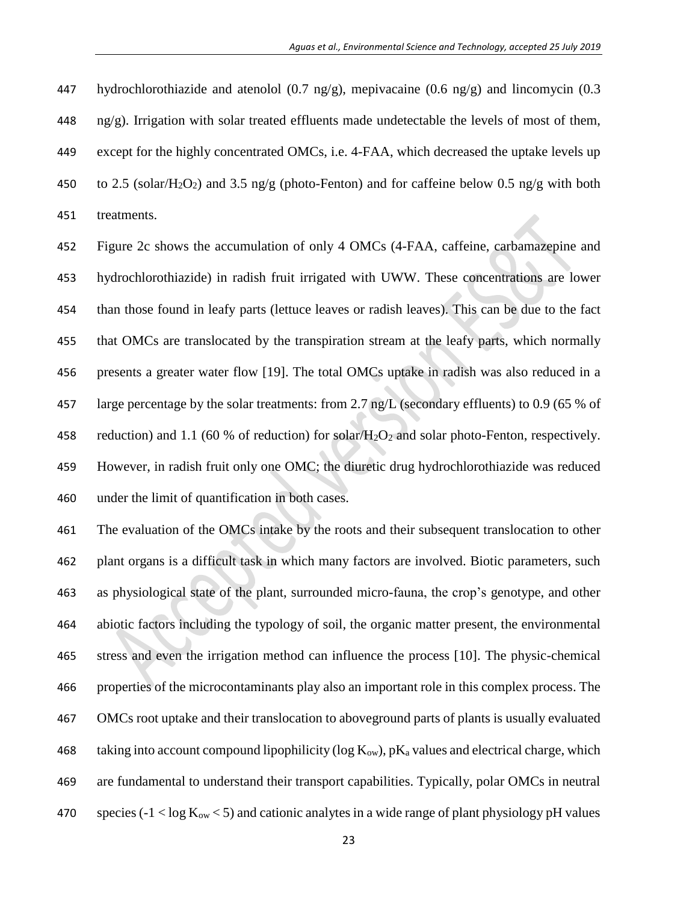hydrochlorothiazide and atenolol (0.7 ng/g), mepivacaine (0.6 ng/g) and lincomycin (0.3 ng/g). Irrigation with solar treated effluents made undetectable the levels of most of them, except for the highly concentrated OMCs, i.e. 4-FAA, which decreased the uptake levels up to 2.5 (solar/$H_2O_2$) and 3.5 ng/g (photo-Fenton) and for caffeine below 0.5 ng/g with both treatments.

Figure 2c shows the accumulation of only 4 OMCs (4-FAA, caffeine, carbamazepine and hydrochlorothiazide) in radish fruit irrigated with UWW. These concentrations are lower than those found in leafy parts (lettuce leaves or radish leaves). This can be due to the fact that OMCs are translocated by the transpiration stream at the leafy parts, which normally presents a greater water flow [19]. The total OMCs uptake in radish was also reduced in a large percentage by the solar treatments: from 2.7 ng/L (secondary effluents) to 0.9 (65 % of reduction) and 1.1 (60 % of reduction) for solar/$H_2O_2$ and solar photo-Fenton, respectively. However, in radish fruit only one OMC; the diuretic drug hydrochlorothiazide was reduced under the limit of quantification in both cases.

The evaluation of the OMCs intake by the roots and their subsequent translocation to other plant organs is a difficult task in which many factors are involved. Biotic parameters, such as physiological state of the plant, surrounded micro-fauna, the crop's genotype, and other abiotic factors including the typology of soil, the organic matter present, the environmental stress and even the irrigation method can influence the process [10]. The physic-chemical properties of the microcontaminants play also an important role in this complex process. The OMCs root uptake and their translocation to aboveground parts of plants is usually evaluated taking into account compound lipophilicity (log $K_{ow}$), $pK_a$ values and electrical charge, which are fundamental to understand their transport capabilities. Typically, polar OMCs in neutral species ($-1 < \log K_{ow} < 5$) and cationic analytes in a wide range of plant physiology pH values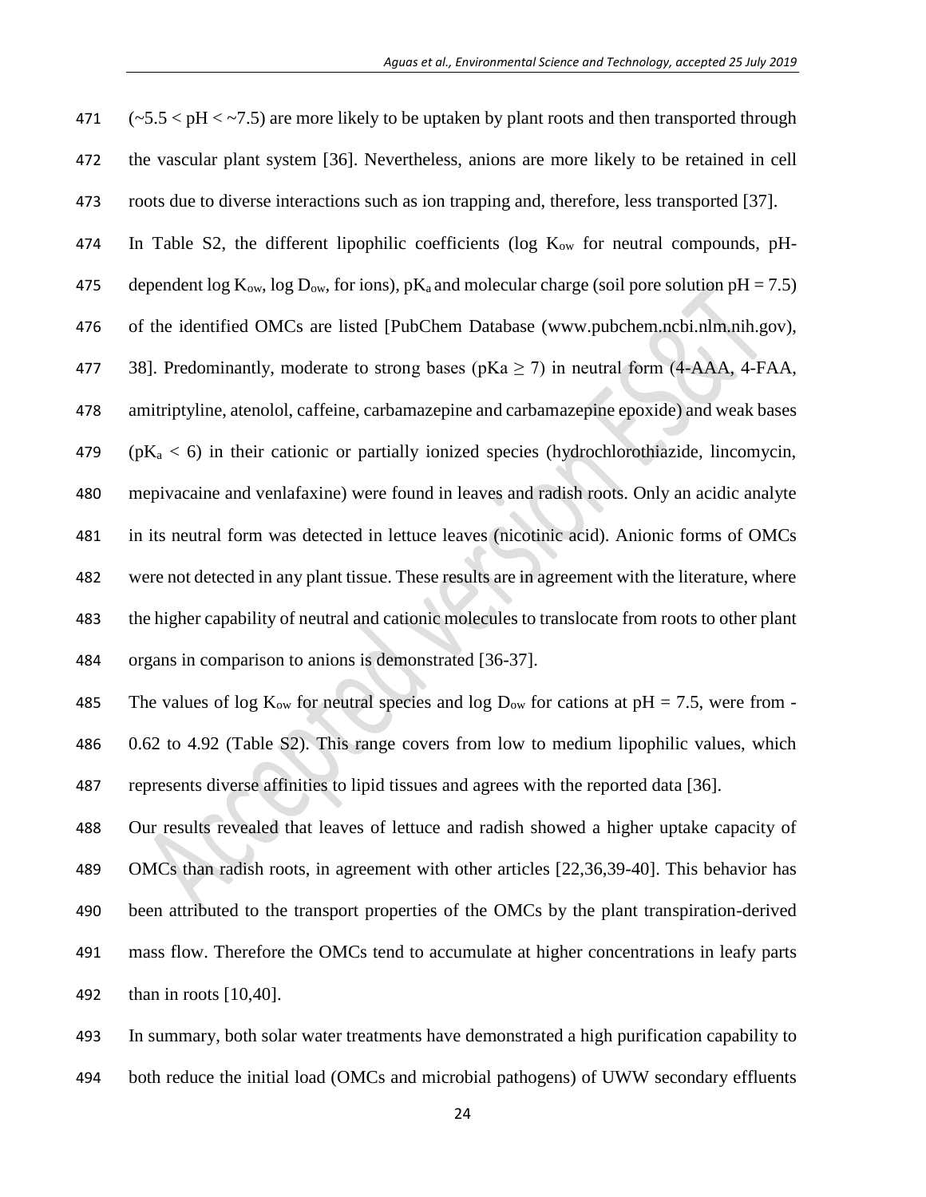(~5.5 < pH < ~7.5) are more likely to be uptaken by plant roots and then transported through the vascular plant system [36]. Nevertheless, anions are more likely to be retained in cell roots due to diverse interactions such as ion trapping and, therefore, less transported [37].

In Table S2, the different lipophilic coefficients (log $K_{ow}$ for neutral compounds, pH-dependent log $K_{ow}$, log $D_{ow}$, for ions), $pK_a$ and molecular charge (soil pore solution pH = 7.5) of the identified OMCs are listed [PubChem Database (www.pubchem.ncbi.nlm.nih.gov), 38]. Predominantly, moderate to strong bases (pKa ≥ 7) in neutral form (4-AAA, 4-FAA, amitriptyline, atenolol, caffeine, carbamazepine and carbamazepine epoxide) and weak bases ($pK_a$ < 6) in their cationic or partially ionized species (hydrochlorothiazide, lincomycin, mepivacaine and venlafaxine) were found in leaves and radish roots. Only an acidic analyte in its neutral form was detected in lettuce leaves (nicotinic acid). Anionic forms of OMCs were not detected in any plant tissue. These results are in agreement with the literature, where the higher capability of neutral and cationic molecules to translocate from roots to other plant organs in comparison to anions is demonstrated [36-37].

The values of log $K_{ow}$ for neutral species and log $D_{ow}$ for cations at pH = 7.5, were from -0.62 to 4.92 (Table S2). This range covers from low to medium lipophilic values, which represents diverse affinities to lipid tissues and agrees with the reported data [36].

Our results revealed that leaves of lettuce and radish showed a higher uptake capacity of OMCs than radish roots, in agreement with other articles [22,36,39-40]. This behavior has been attributed to the transport properties of the OMCs by the plant transpiration-derived mass flow. Therefore the OMCs tend to accumulate at higher concentrations in leafy parts than in roots [10,40].

In summary, both solar water treatments have demonstrated a high purification capability to both reduce the initial load (OMCs and microbial pathogens) of UWW secondary effluents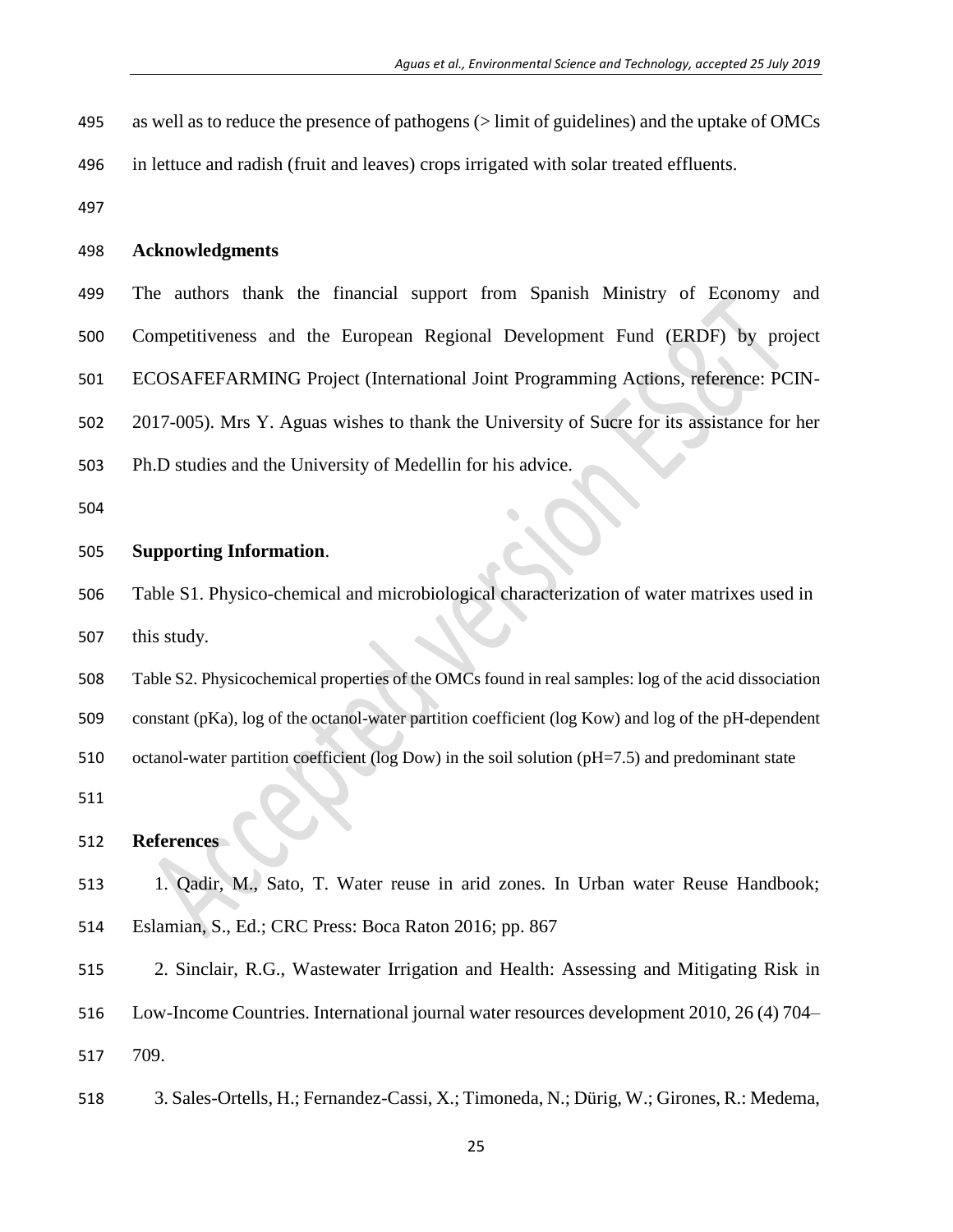as well as to reduce the presence of pathogens (> limit of guidelines) and the uptake of OMCs in lettuce and radish (fruit and leaves) crops irrigated with solar treated effluents.

## Acknowledgments

The authors thank the financial support from Spanish Ministry of Economy and Competitiveness and the European Regional Development Fund (ERDF) by project ECOSAFEFARMING Project (International Joint Programming Actions, reference: PCIN-2017-005). Mrs Y. Aguas wishes to thank the University of Sucre for its assistance for her Ph.D studies and the University of Medellin for his advice.

## Supporting Information.

Table S1. Physico-chemical and microbiological characterization of water matrixes used in this study.

Table S2. Physicochemical properties of the OMCs found in real samples: log of the acid dissociation constant (pKa), log of the octanol-water partition coefficient (log Kow) and log of the pH-dependent octanol-water partition coefficient (log Dow) in the soil solution (pH=7.5) and predominant state

## References

1. Qadir, M., Sato, T. Water reuse in arid zones. In Urban water Reuse Handbook; Eslamian, S., Ed.; CRC Press: Boca Raton 2016; pp. 867

2. Sinclair, R.G., Wastewater Irrigation and Health: Assessing and Mitigating Risk in Low-Income Countries. International journal water resources development 2010, 26 (4) 704–709.

3. Sales-Ortells, H.; Fernandez-Cassi, X.; Timoneda, N.; Dürig, W.; Girones, R.: Medema,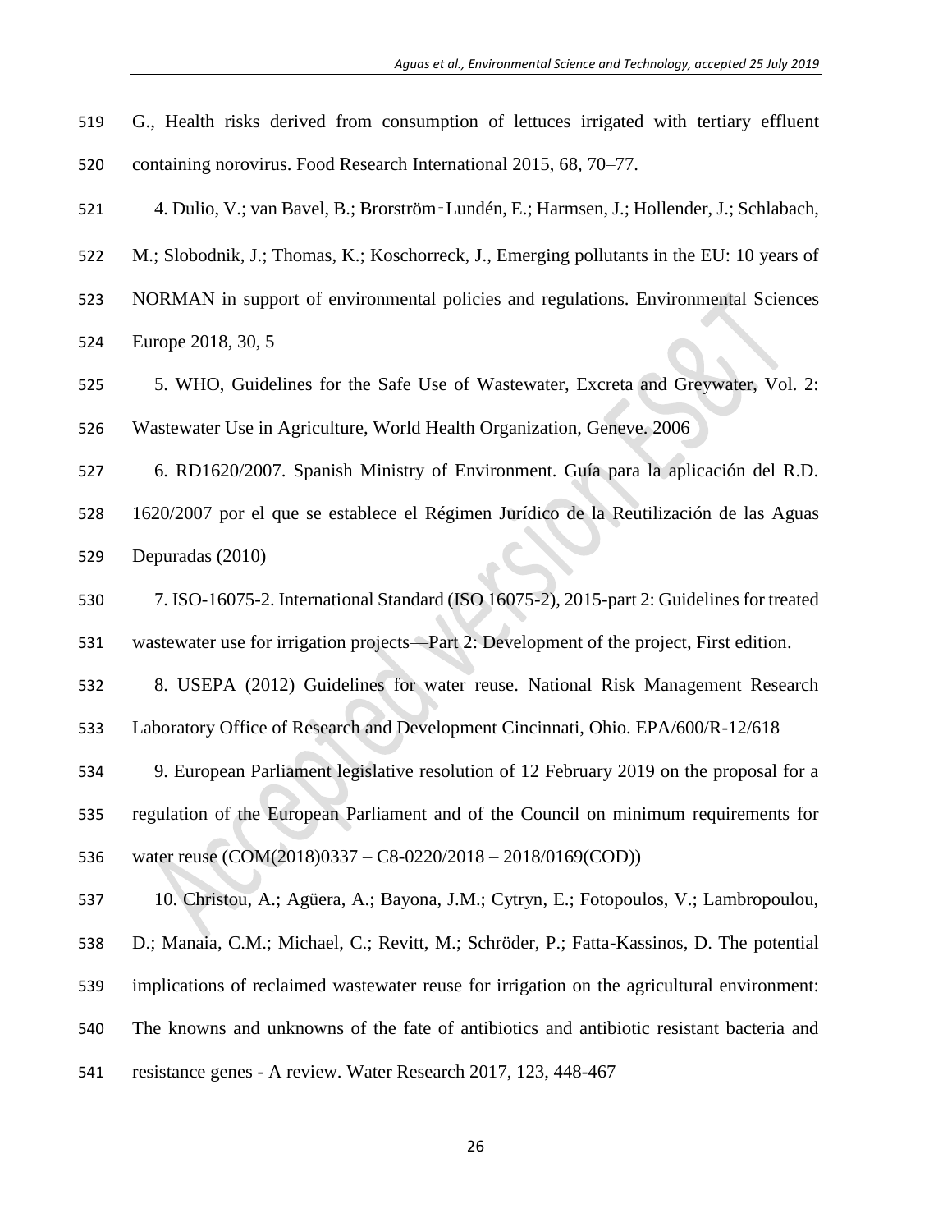G., Health risks derived from consumption of lettuces irrigated with tertiary effluent containing norovirus. Food Research International 2015, 68, 70–77.

4. Dulio, V.; van Bavel, B.; Brorström‐Lundén, E.; Harmsen, J.; Hollender, J.; Schlabach, M.; Slobodnik, J.; Thomas, K.; Koschorreck, J., Emerging pollutants in the EU: 10 years of NORMAN in support of environmental policies and regulations. Environmental Sciences Europe 2018, 30, 5

5. WHO, Guidelines for the Safe Use of Wastewater, Excreta and Greywater, Vol. 2: Wastewater Use in Agriculture, World Health Organization, Geneve. 2006

6. RD1620/2007. Spanish Ministry of Environment. Guía para la aplicación del R.D. 1620/2007 por el que se establece el Régimen Jurídico de la Reutilización de las Aguas Depuradas (2010)

7. ISO-16075-2. International Standard (ISO 16075-2), 2015-part 2: Guidelines for treated wastewater use for irrigation projects—Part 2: Development of the project, First edition.

8. USEPA (2012) Guidelines for water reuse. National Risk Management Research Laboratory Office of Research and Development Cincinnati, Ohio. EPA/600/R-12/618

9. European Parliament legislative resolution of 12 February 2019 on the proposal for a regulation of the European Parliament and of the Council on minimum requirements for water reuse (COM(2018)0337 – C8-0220/2018 – 2018/0169(COD))

10. Christou, A.; Agüera, A.; Bayona, J.M.; Cytryn, E.; Fotopoulos, V.; Lambropoulou, D.; Manaia, C.M.; Michael, C.; Revitt, M.; Schröder, P.; Fatta-Kassinos, D. The potential implications of reclaimed wastewater reuse for irrigation on the agricultural environment: The knowns and unknowns of the fate of antibiotics and antibiotic resistant bacteria and resistance genes - A review. Water Research 2017, 123, 448-467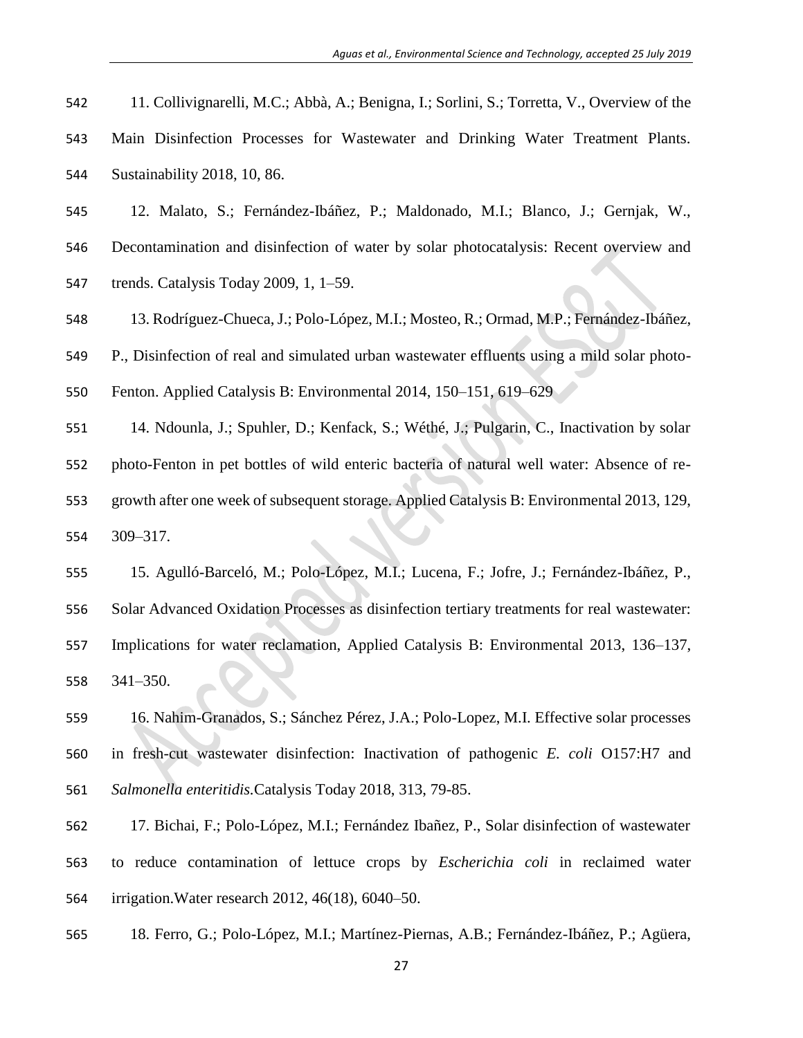11. Collivignarelli, M.C.; Abbà, A.; Benigna, I.; Sorlini, S.; Torretta, V., Overview of the Main Disinfection Processes for Wastewater and Drinking Water Treatment Plants. Sustainability 2018, 10, 86.

12. Malato, S.; Fernández-Ibáñez, P.; Maldonado, M.I.; Blanco, J.; Gernjak, W., Decontamination and disinfection of water by solar photocatalysis: Recent overview and trends. Catalysis Today 2009, 1, 1–59.

13. Rodríguez-Chueca, J.; Polo-López, M.I.; Mosteo, R.; Ormad, M.P.; Fernández-Ibáñez, P., Disinfection of real and simulated urban wastewater effluents using a mild solar photo-Fenton. Applied Catalysis B: Environmental 2014, 150–151, 619–629

14. Ndounla, J.; Spuhler, D.; Kenfack, S.; Wéthé, J.; Pulgarin, C., Inactivation by solar photo-Fenton in pet bottles of wild enteric bacteria of natural well water: Absence of re-growth after one week of subsequent storage. Applied Catalysis B: Environmental 2013, 129, 309–317.

15. Agulló-Barceló, M.; Polo-López, M.I.; Lucena, F.; Jofre, J.; Fernández-Ibáñez, P., Solar Advanced Oxidation Processes as disinfection tertiary treatments for real wastewater: Implications for water reclamation, Applied Catalysis B: Environmental 2013, 136–137, 341–350.

16. Nahim-Granados, S.; Sánchez Pérez, J.A.; Polo-Lopez, M.I. Effective solar processes in fresh-cut wastewater disinfection: Inactivation of pathogenic *E. coli* O157:H7 and *Salmonella enteritidis.*Catalysis Today 2018, 313, 79-85.

17. Bichai, F.; Polo-López, M.I.; Fernández Ibañez, P., Solar disinfection of wastewater to reduce contamination of lettuce crops by *Escherichia coli* in reclaimed water irrigation.Water research 2012, 46(18), 6040–50.

18. Ferro, G.; Polo-López, M.I.; Martínez-Piernas, A.B.; Fernández-Ibáñez, P.; Agüera,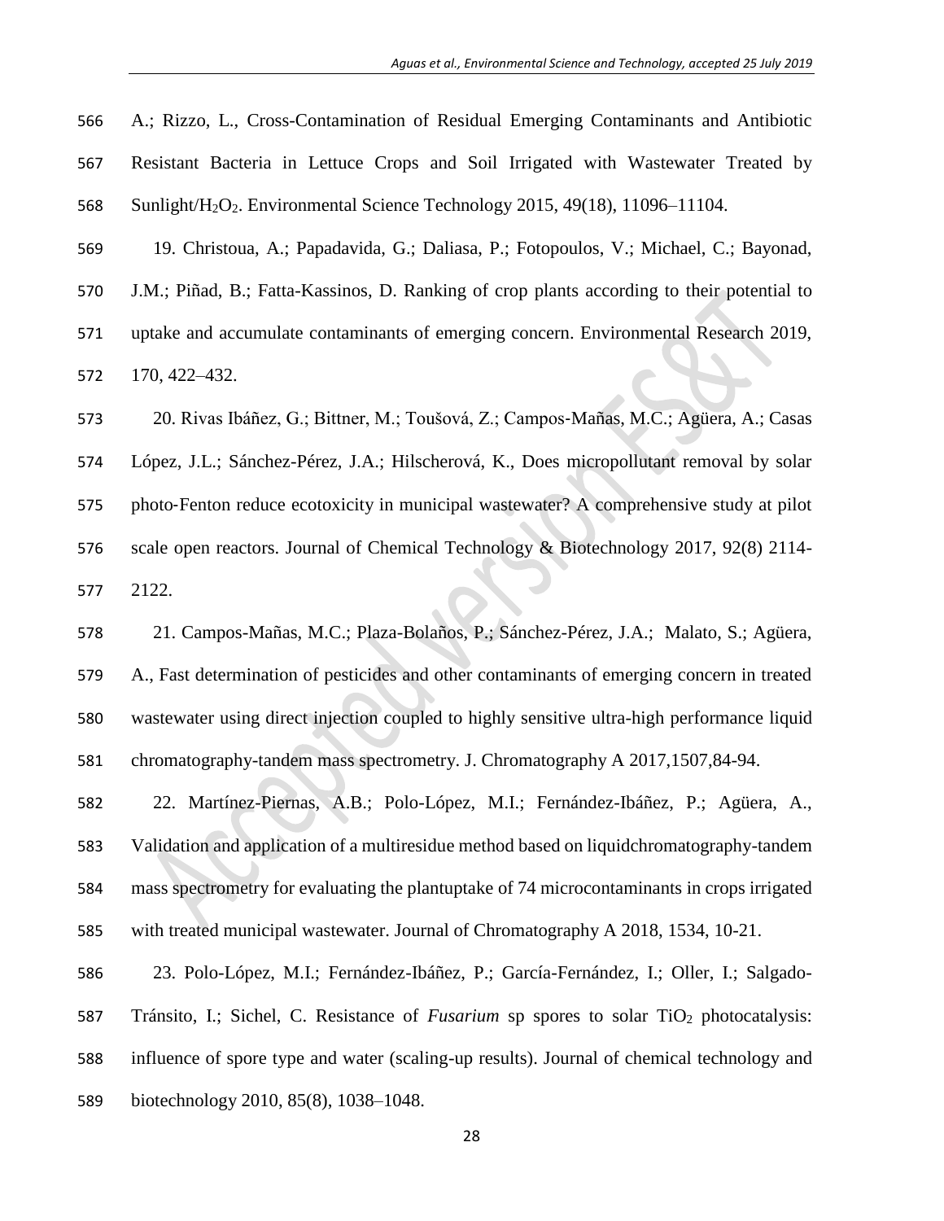A.; Rizzo, L., Cross-Contamination of Residual Emerging Contaminants and Antibiotic Resistant Bacteria in Lettuce Crops and Soil Irrigated with Wastewater Treated by Sunlight/$H_2O_2$. Environmental Science Technology 2015, 49(18), 11096–11104.

19. Christoua, A.; Papadavida, G.; Daliasa, P.; Fotopoulos, V.; Michael, C.; Bayonad, J.M.; Piñad, B.; Fatta-Kassinos, D. Ranking of crop plants according to their potential to uptake and accumulate contaminants of emerging concern. Environmental Research 2019, 170, 422–432.

20. Rivas Ibáñez, G.; Bittner, M.; Toušová, Z.; Campos-Mañas, M.C.; Agüera, A.; Casas López, J.L.; Sánchez-Pérez, J.A.; Hilscherová, K., Does micropollutant removal by solar photo-Fenton reduce ecotoxicity in municipal wastewater? A comprehensive study at pilot scale open reactors. Journal of Chemical Technology & Biotechnology 2017, 92(8) 2114-2122.

21. Campos-Mañas, M.C.; Plaza-Bolaños, P.; Sánchez-Pérez, J.A.; Malato, S.; Agüera, A., Fast determination of pesticides and other contaminants of emerging concern in treated wastewater using direct injection coupled to highly sensitive ultra-high performance liquid chromatography-tandem mass spectrometry. J. Chromatography A 2017,1507,84-94.

22. Martínez-Piernas, A.B.; Polo-López, M.I.; Fernández-Ibáñez, P.; Agüera, A., Validation and application of a multiresidue method based on liquidchromatography-tandem mass spectrometry for evaluating the plantuptake of 74 microcontaminants in crops irrigated with treated municipal wastewater. Journal of Chromatography A 2018, 1534, 10-21.

23. Polo-López, M.I.; Fernández-Ibáñez, P.; García-Fernández, I.; Oller, I.; Salgado-Tránsito, I.; Sichel, C. Resistance of *Fusarium* sp spores to solar $TiO_2$ photocatalysis: influence of spore type and water (scaling-up results). Journal of chemical technology and biotechnology 2010, 85(8), 1038–1048.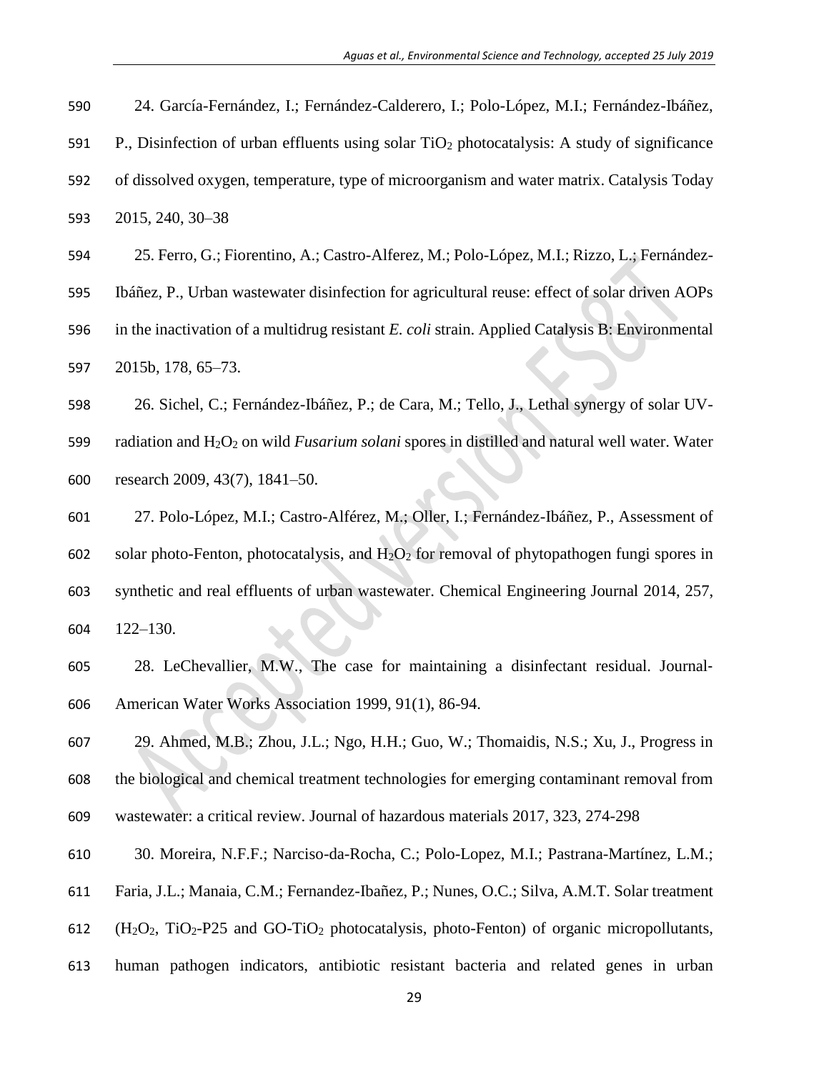24. García-Fernández, I.; Fernández-Calderero, I.; Polo-López, M.I.; Fernández-Ibáñez, P., Disinfection of urban effluents using solar $TiO_2$ photocatalysis: A study of significance of dissolved oxygen, temperature, type of microorganism and water matrix. Catalysis Today 2015, 240, 30–38

25. Ferro, G.; Fiorentino, A.; Castro-Alferez, M.; Polo-López, M.I.; Rizzo, L.; Fernández-Ibáñez, P., Urban wastewater disinfection for agricultural reuse: effect of solar driven AOPs in the inactivation of a multidrug resistant *E. coli* strain. Applied Catalysis B: Environmental 2015b, 178, 65–73.

26. Sichel, C.; Fernández-Ibáñez, P.; de Cara, M.; Tello, J., Lethal synergy of solar UV-radiation and $H_2O_2$ on wild *Fusarium solani* spores in distilled and natural well water. Water research 2009, 43(7), 1841–50.

27. Polo-López, M.I.; Castro-Alférez, M.; Oller, I.; Fernández-Ibáñez, P., Assessment of solar photo-Fenton, photocatalysis, and $H_2O_2$ for removal of phytopathogen fungi spores in synthetic and real effluents of urban wastewater. Chemical Engineering Journal 2014, 257, 122–130.

28. LeChevallier, M.W., The case for maintaining a disinfectant residual. Journal-American Water Works Association 1999, 91(1), 86-94.

29. Ahmed, M.B.; Zhou, J.L.; Ngo, H.H.; Guo, W.; Thomaidis, N.S.; Xu, J., Progress in the biological and chemical treatment technologies for emerging contaminant removal from wastewater: a critical review. Journal of hazardous materials 2017, 323, 274-298

30. Moreira, N.F.F.; Narciso-da-Rocha, C.; Polo-Lopez, M.I.; Pastrana-Martínez, L.M.; Faria, J.L.; Manaia, C.M.; Fernandez-Ibañez, P.; Nunes, O.C.; Silva, A.M.T. Solar treatment ($H_2O_2$, $TiO_2$-P25 and GO-$TiO_2$ photocatalysis, photo-Fenton) of organic micropollutants, human pathogen indicators, antibiotic resistant bacteria and related genes in urban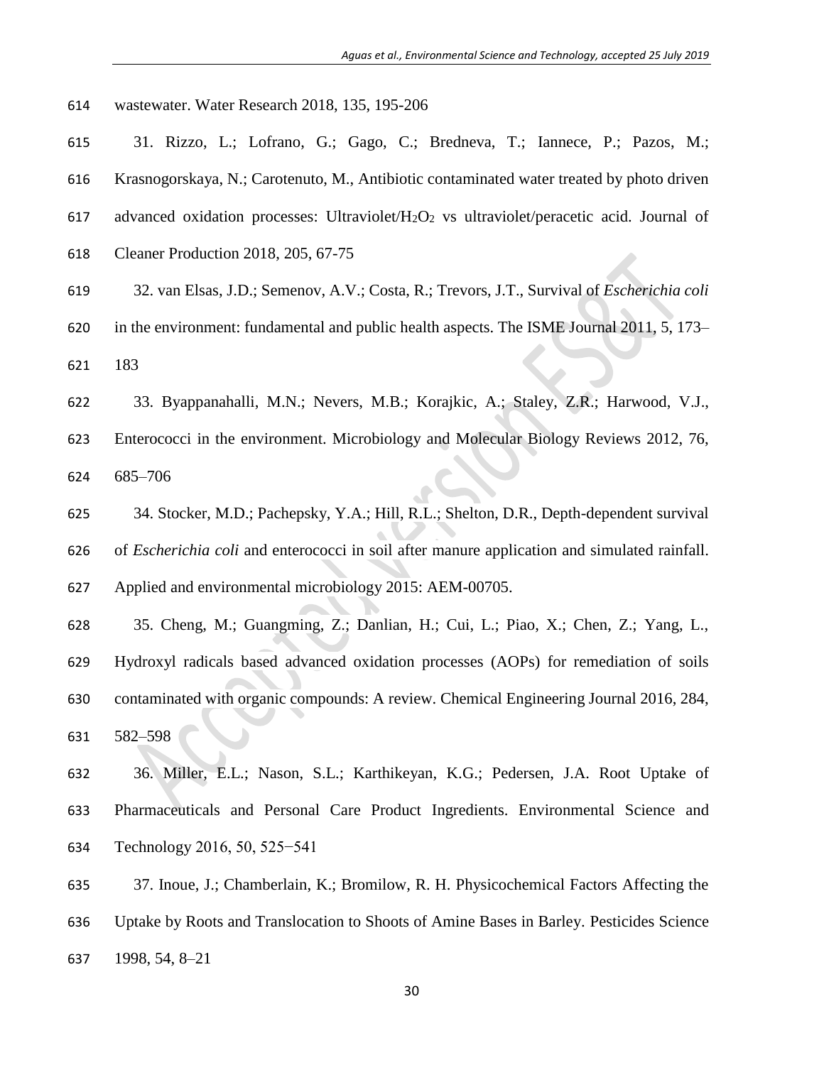wastewater. Water Research 2018, 135, 195-206

31. Rizzo, L.; Lofrano, G.; Gago, C.; Bredneva, T.; Iannece, P.; Pazos, M.; Krasnogorskaya, N.; Carotenuto, M., Antibiotic contaminated water treated by photo driven advanced oxidation processes: Ultraviolet/$H_2O_2$ vs ultraviolet/peracetic acid. Journal of Cleaner Production 2018, 205, 67-75

32. van Elsas, J.D.; Semenov, A.V.; Costa, R.; Trevors, J.T., Survival of *Escherichia coli* in the environment: fundamental and public health aspects. The ISME Journal 2011, 5, 173–183

33. Byappanahalli, M.N.; Nevers, M.B.; Korajkic, A.; Staley, Z.R.; Harwood, V.J., Enterococci in the environment. Microbiology and Molecular Biology Reviews 2012, 76, 685–706

34. Stocker, M.D.; Pachepsky, Y.A.; Hill, R.L.; Shelton, D.R., Depth-dependent survival of *Escherichia coli* and enterococci in soil after manure application and simulated rainfall. Applied and environmental microbiology 2015: AEM-00705.

35. Cheng, M.; Guangming, Z.; Danlian, H.; Cui, L.; Piao, X.; Chen, Z.; Yang, L., Hydroxyl radicals based advanced oxidation processes (AOPs) for remediation of soils contaminated with organic compounds: A review. Chemical Engineering Journal 2016, 284, 582–598

36. Miller, E.L.; Nason, S.L.; Karthikeyan, K.G.; Pedersen, J.A. Root Uptake of Pharmaceuticals and Personal Care Product Ingredients. Environmental Science and Technology 2016, 50, 525−541

37. Inoue, J.; Chamberlain, K.; Bromilow, R. H. Physicochemical Factors Affecting the Uptake by Roots and Translocation to Shoots of Amine Bases in Barley. Pesticides Science 1998, 54, 8–21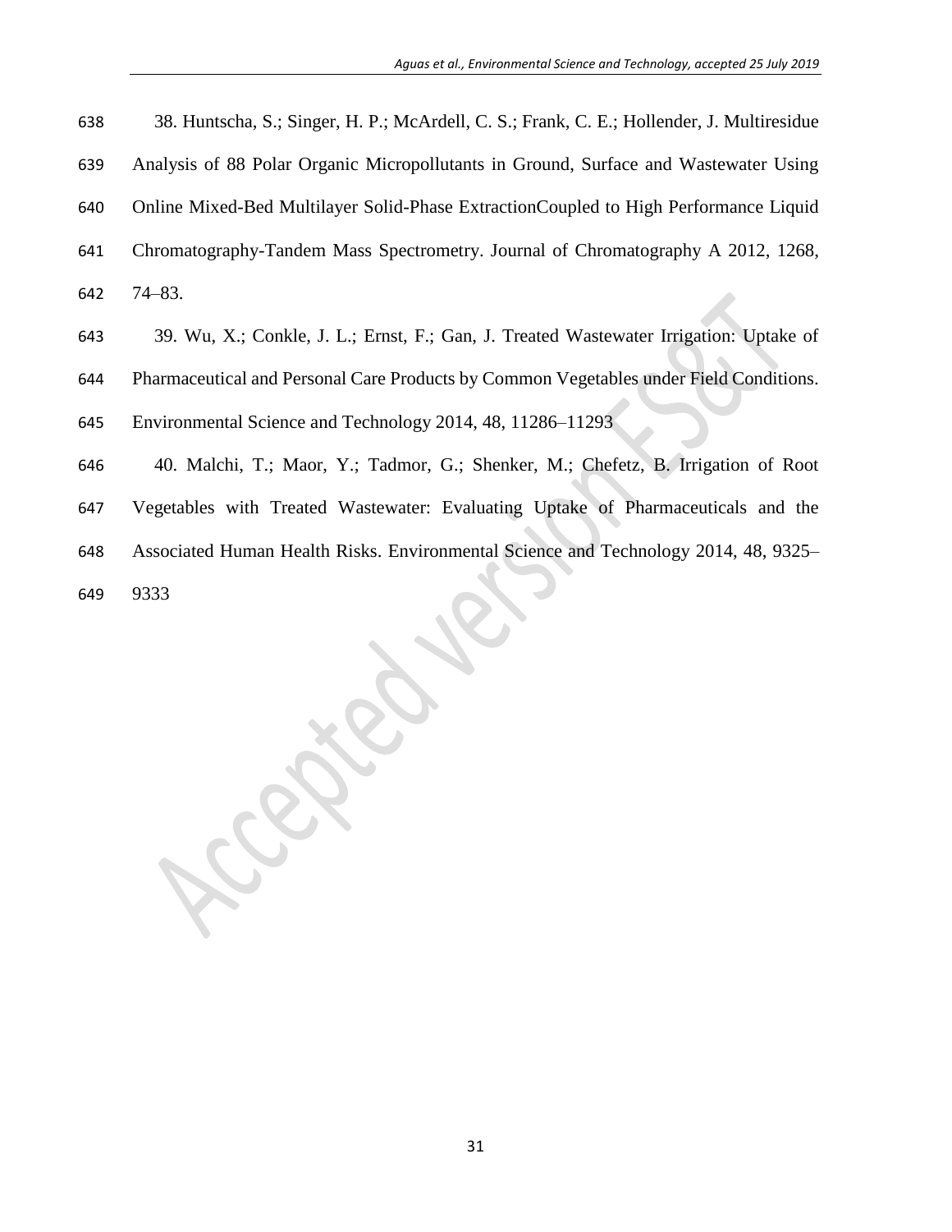38. Huntscha, S.; Singer, H. P.; McArdell, C. S.; Frank, C. E.; Hollender, J. Multiresidue Analysis of 88 Polar Organic Micropollutants in Ground, Surface and Wastewater Using Online Mixed-Bed Multilayer Solid-Phase ExtractionCoupled to High Performance Liquid Chromatography-Tandem Mass Spectrometry. Journal of Chromatography A 2012, 1268, 74–83.

39. Wu, X.; Conkle, J. L.; Ernst, F.; Gan, J. Treated Wastewater Irrigation: Uptake of Pharmaceutical and Personal Care Products by Common Vegetables under Field Conditions. Environmental Science and Technology 2014, 48, 11286–11293

40. Malchi, T.; Maor, Y.; Tadmor, G.; Shenker, M.; Chefetz, B. Irrigation of Root Vegetables with Treated Wastewater: Evaluating Uptake of Pharmaceuticals and the Associated Human Health Risks. Environmental Science and Technology 2014, 48, 9325–9333